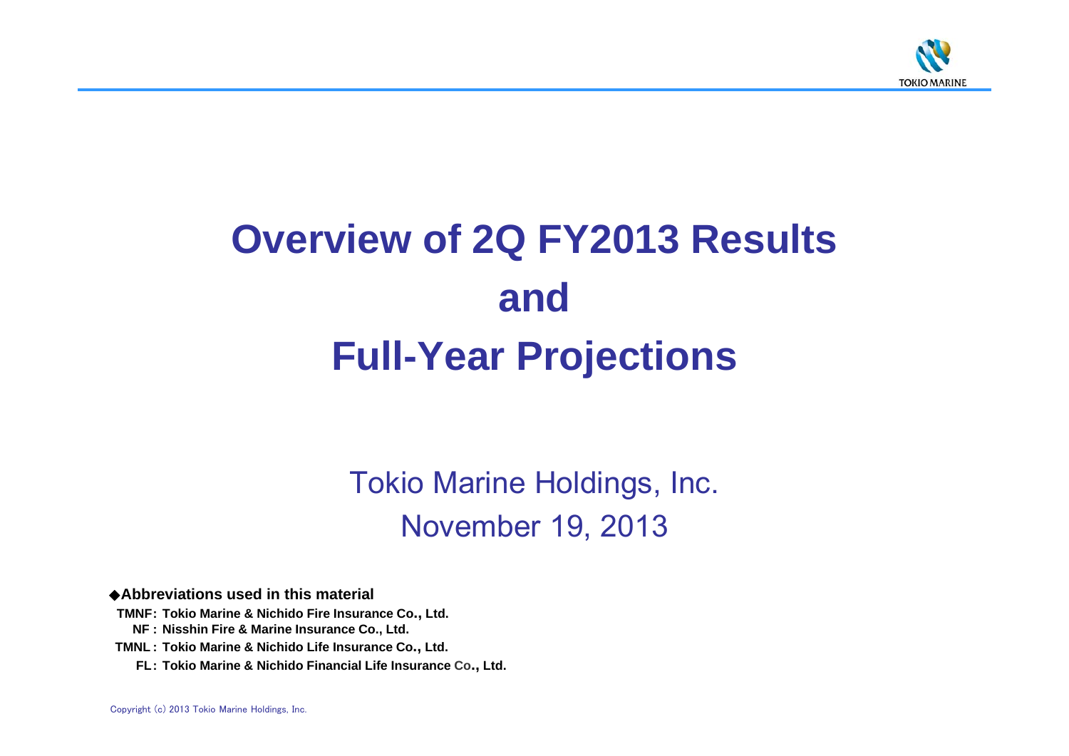# Overview of 2Q FY2013 Results and Full-Year Projections

Tokio Marine Holdings, Inc.
November 19, 2013

◆**Abbreviations used in this material**

**TMNF: Tokio Marine & Nichido Fire Insurance Co., Ltd.**
**NF : Nisshin Fire & Marine Insurance Co., Ltd.**
**TMNL : Tokio Marine & Nichido Life Insurance Co., Ltd.**
**FL : Tokio Marine & Nichido Financial Life Insurance Co., Ltd.**

Copyright (c) 2013 Tokio Marine Holdings, Inc.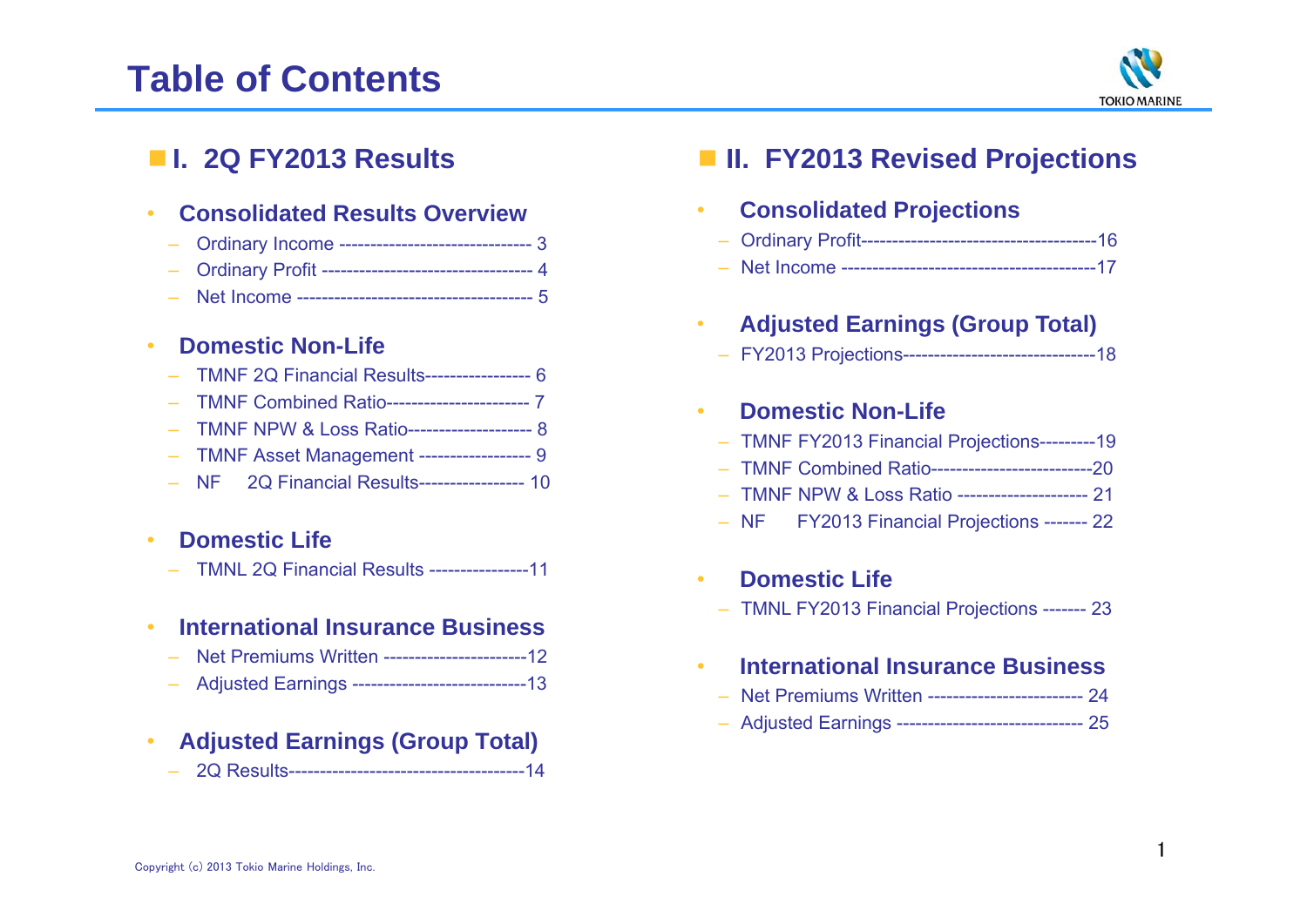# Table of Contents

## I. 2Q FY2013 Results

- **Consolidated Results Overview**
  - Ordinary Income ------------------------------ 3
  - Ordinary Profit --------------------------------- 4
  - Net Income ------------------------------------- 5
- **Domestic Non-Life**
  - TMNF 2Q Financial Results----------------- 6
  - TMNF Combined Ratio----------------------- 7
  - TMNF NPW & Loss Ratio-------------------- 8
  - TMNF Asset Management ------------------ 9
  - NF 2Q Financial Results----------------- 10
- **Domestic Life**
  - TMNL 2Q Financial Results ----------------11
- **International Insurance Business**
  - Net Premiums Written -----------------------12
  - Adjusted Earnings ---------------------------13
- **Adjusted Earnings (Group Total)**
  - 2Q Results--------------------------------------14

## II. FY2013 Revised Projections

- **Consolidated Projections**
  - Ordinary Profit--------------------------------------16
  - Net Income -----------------------------------------17
- **Adjusted Earnings (Group Total)**
  - FY2013 Projections-------------------------------18
- **Domestic Non-Life**
  - TMNF FY2013 Financial Projections---------19
  - TMNF Combined Ratio--------------------------20
  - TMNF NPW & Loss Ratio --------------------- 21
  - NF FY2013 Financial Projections ------- 22
- **Domestic Life**
  - TMNL FY2013 Financial Projections ------- 23
- **International Insurance Business**
  - Net Premiums Written ------------------------- 24
  - Adjusted Earnings ------------------------------ 25

Copyright (c) 2013 Tokio Marine Holdings, Inc.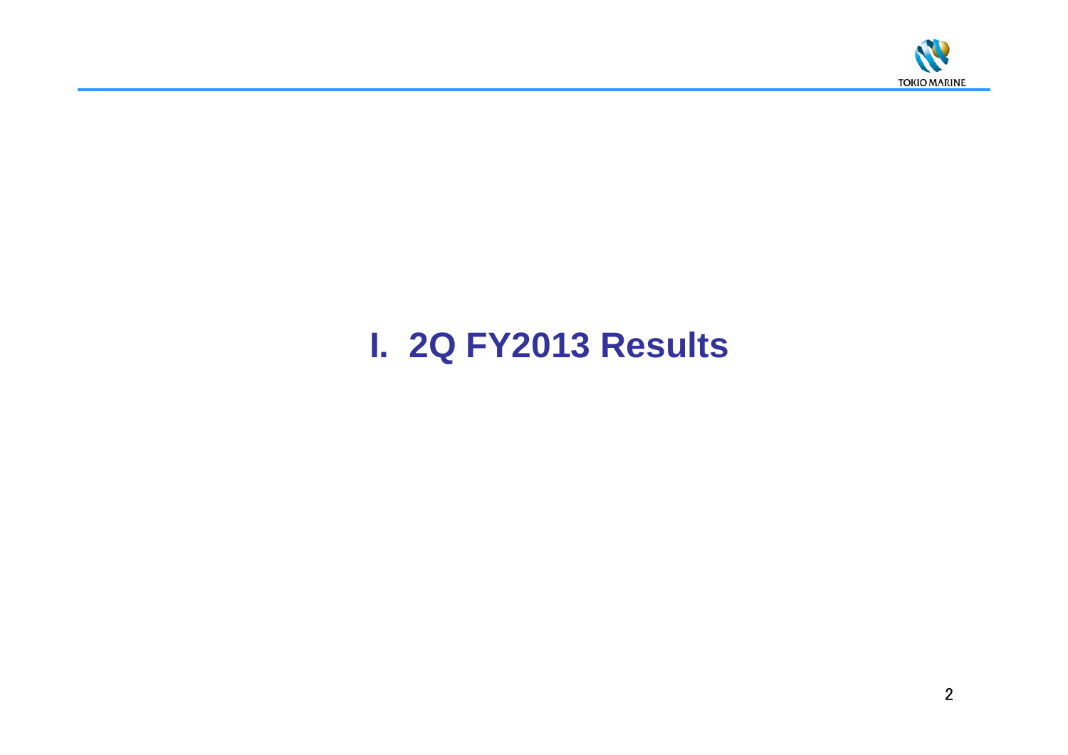# I. 2Q FY2013 Results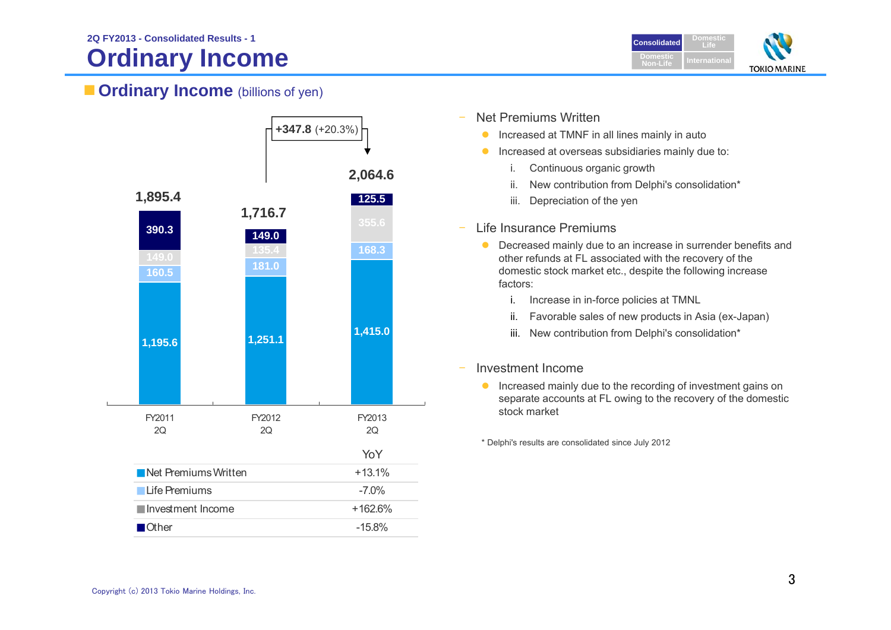2Q FY2013 - Consolidated Results - 1

# Ordinary Income

## Ordinary Income (billions of yen)

+347.8 (+20.3%)

1,895.4

390.3

149.0

160.5

1,195.6

1,716.7

149.0

135.4

181.0

1,251.1

2,064.6

125.5

355.6

168.3

1,415.0

FY2011 2Q

FY2012 2Q

FY2013 2Q

| | YoY |
|---|---|
| Net Premiums Written | +13.1% |
| Life Premiums | -7.0% |
| Investment Income | +162.6% |
| Other | -15.8% |

- Net Premiums Written
  - Increased at TMNF in all lines mainly in auto
  - Increased at overseas subsidiaries mainly due to:
    1. Continuous organic growth
    2. New contribution from Delphi's consolidation*
    3. Depreciation of the yen

- Life Insurance Premiums
  - Decreased mainly due to an increase in surrender benefits and other refunds at FL associated with the recovery of the domestic stock market etc., despite the following increase factors:
    1. Increase in in-force policies at TMNL
    2. Favorable sales of new products in Asia (ex-Japan)
    3. New contribution from Delphi's consolidation*

- Investment Income
  - Increased mainly due to the recording of investment gains on separate accounts at FL owing to the recovery of the domestic stock market

\* Delphi's results are consolidated since July 2012

Copyright (c) 2013 Tokio Marine Holdings, Inc.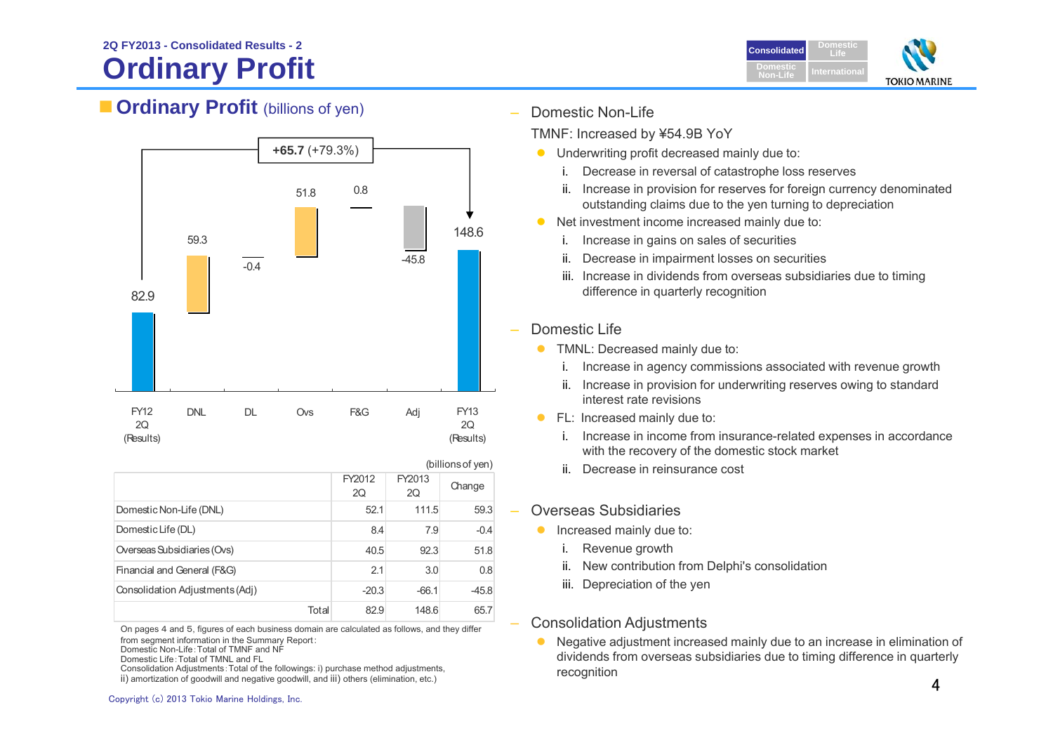2Q FY2013 - Consolidated Results - 2

# Ordinary Profit

Consolidated | Domestic Life | Domestic Non-Life | International

## Ordinary Profit (billions of yen)

+65.7 (+79.3%)

82.9
59.3
-0.4
51.8
0.8
-45.8
148.6

FY12 2Q (Results)
DNL
DL
Ovs
F&G
Adj
FY13 2Q (Results)

(billions of yen)

| | FY2012 2Q | FY2013 2Q | Change |
|---|---|---|---|
| Domestic Non-Life (DNL) | 52.1 | 111.5 | 59.3 |
| Domestic Life (DL) | 8.4 | 7.9 | -0.4 |
| Overseas Subsidiaries (Ovs) | 40.5 | 92.3 | 51.8 |
| Financial and General (F&G) | 2.1 | 3.0 | 0.8 |
| Consolidation Adjustments (Adj) | -20.3 | -66.1 | -45.8 |
| Total | 82.9 | 148.6 | 65.7 |

On pages 4 and 5, figures of each business domain are calculated as follows, and they differ from segment information in the Summary Report:
Domestic Non-Life: Total of TMNF and NF
Domestic Life: Total of TMNL and FL
Consolidation Adjustments: Total of the followings: i) purchase method adjustments, ii) amortization of goodwill and negative goodwill, and iii) others (elimination, etc.)

– Domestic Non-Life

TMNF: Increased by ¥54.9B YoY

- Underwriting profit decreased mainly due to:
  - i. Decrease in reversal of catastrophe loss reserves
  - ii. Increase in provision for reserves for foreign currency denominated outstanding claims due to the yen turning to depreciation
- Net investment income increased mainly due to:
  - i. Increase in gains on sales of securities
  - ii. Decrease in impairment losses on securities
  - iii. Increase in dividends from overseas subsidiaries due to timing difference in quarterly recognition

– Domestic Life

- TMNL: Decreased mainly due to:
  - i. Increase in agency commissions associated with revenue growth
  - ii. Increase in provision for underwriting reserves owing to standard interest rate revisions
- FL: Increased mainly due to:
  - i. Increase in income from insurance-related expenses in accordance with the recovery of the domestic stock market
  - ii. Decrease in reinsurance cost

– Overseas Subsidiaries

- Increased mainly due to:
  - i. Revenue growth
  - ii. New contribution from Delphi's consolidation
  - iii. Depreciation of the yen

– Consolidation Adjustments

- Negative adjustment increased mainly due to an increase in elimination of dividends from overseas subsidiaries due to timing difference in quarterly recognition

Copyright (c) 2013 Tokio Marine Holdings, Inc.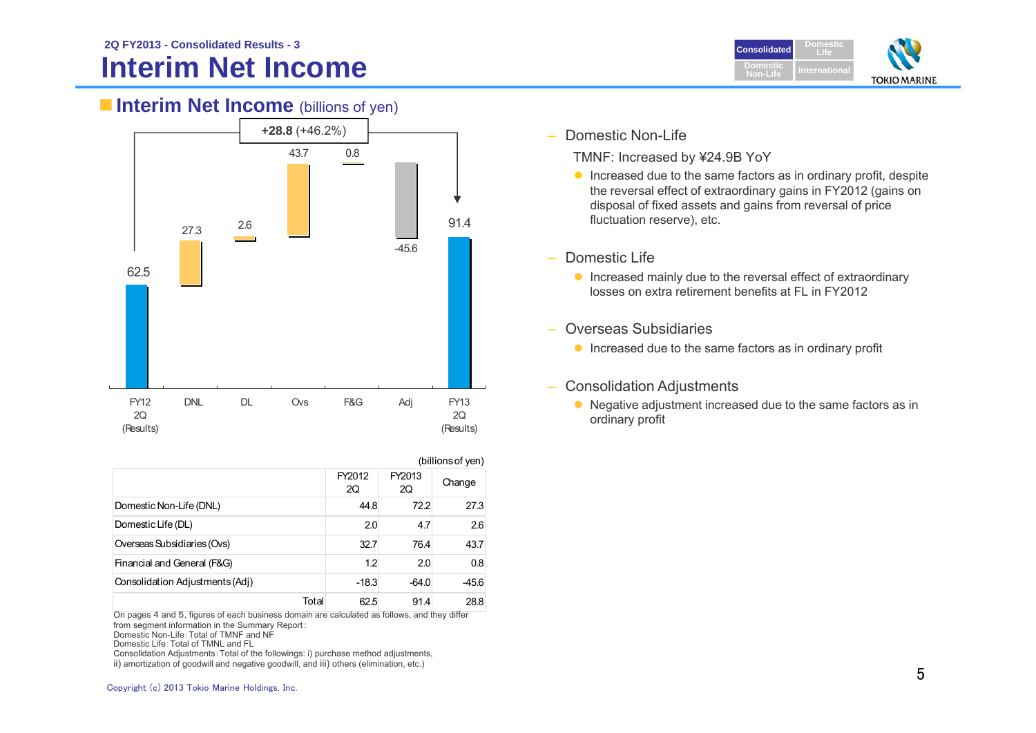2Q FY2013 - Consolidated Results - 3

# Interim Net Income

## Interim Net Income (billions of yen)

+28.8 (+46.2%)

62.5
27.3
2.6
43.7
0.8
-45.6
91.4

FY12 2Q (Results)
DNL
DL
Ovs
F&G
Adj
FY13 2Q (Results)

(billions of yen)

| | FY2012 2Q | FY2013 2Q | Change |
|---|---|---|---|
| Domestic Non-Life (DNL) | 44.8 | 72.2 | 27.3 |
| Domestic Life (DL) | 2.0 | 4.7 | 2.6 |
| Overseas Subsidiaries (Ovs) | 32.7 | 76.4 | 43.7 |
| Financial and General (F&G) | 1.2 | 2.0 | 0.8 |
| Consolidation Adjustments (Adj) | -18.3 | -64.0 | -45.6 |
| Total | 62.5 | 91.4 | 28.8 |

On pages 4 and 5, figures of each business domain are calculated as follows, and they differ from segment information in the Summary Report:
Domestic Non-Life: Total of TMNF and NF
Domestic Life: Total of TMNL and FL
Consolidation Adjustments: Total of the followings: i) purchase method adjustments, ii) amortization of goodwill and negative goodwill, and iii) others (elimination, etc.)

- Domestic Non-Life
  - TMNF: Increased by ¥24.9B YoY
    - Increased due to the same factors as in ordinary profit, despite the reversal effect of extraordinary gains in FY2012 (gains on disposal of fixed assets and gains from reversal of price fluctuation reserve), etc.

- Domestic Life
  - Increased mainly due to the reversal effect of extraordinary losses on extra retirement benefits at FL in FY2012

- Overseas Subsidiaries
  - Increased due to the same factors as in ordinary profit

- Consolidation Adjustments
  - Negative adjustment increased due to the same factors as in ordinary profit

Copyright (c) 2013 Tokio Marine Holdings, Inc.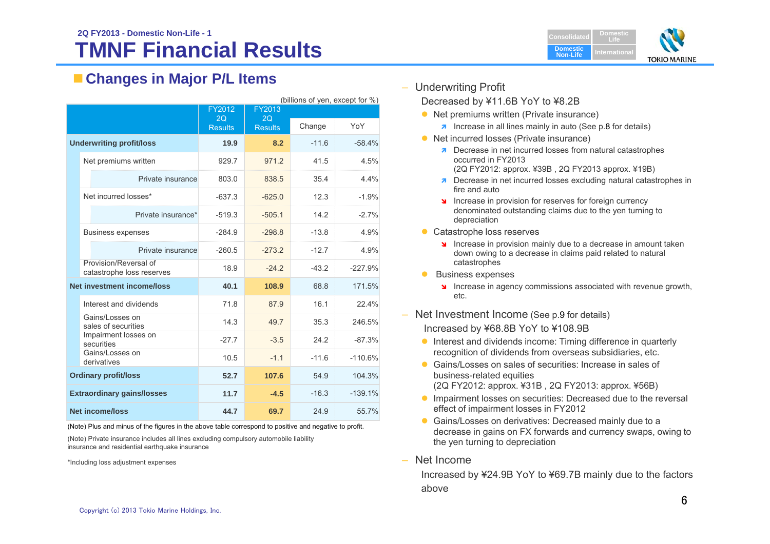2Q FY2013 - Domestic Non-Life - 1

# TMNF Financial Results

## Changes in Major P/L Items

(billions of yen, except for %)

| | FY2012 2Q Results | FY2013 2Q Results | Change | YoY |
|---|---|---|---|---|
| **Underwriting profit/loss** | **19.9** | **8.2** | -11.6 | -58.4% |
| Net premiums written | 929.7 | 971.2 | 41.5 | 4.5% |
| Private insurance | 803.0 | 838.5 | 35.4 | 4.4% |
| Net incurred losses* | -637.3 | -625.0 | 12.3 | -1.9% |
| Private insurance* | -519.3 | -505.1 | 14.2 | -2.7% |
| Business expenses | -284.9 | -298.8 | -13.8 | 4.9% |
| Private insurance | -260.5 | -273.2 | -12.7 | 4.9% |
| Provision/Reversal of catastrophe loss reserves | 18.9 | -24.2 | -43.2 | -227.9% |
| **Net investment income/loss** | **40.1** | **108.9** | 68.8 | 171.5% |
| Interest and dividends | 71.8 | 87.9 | 16.1 | 22.4% |
| Gains/Losses on sales of securities | 14.3 | 49.7 | 35.3 | 246.5% |
| Impairment losses on securities | -27.7 | -3.5 | 24.2 | -87.3% |
| Gains/Losses on derivatives | 10.5 | -1.1 | -11.6 | -110.6% |
| **Ordinary profit/loss** | **52.7** | **107.6** | 54.9 | 104.3% |
| **Extraordinary gains/losses** | **11.7** | **-4.5** | -16.3 | -139.1% |
| **Net income/loss** | **44.7** | **69.7** | 24.9 | 55.7% |

(Note) Plus and minus of the figures in the above table correspond to positive and negative to profit.

(Note) Private insurance includes all lines excluding compulsory automobile liability insurance and residential earthquake insurance

*Including loss adjustment expenses

- Underwriting Profit

  Decreased by ¥11.6B YoY to ¥8.2B

  - Net premiums written (Private insurance)
    - ↗ Increase in all lines mainly in auto (See p.8 for details)
  - Net incurred losses (Private insurance)
    - ↗ Decrease in net incurred losses from natural catastrophes occurred in FY2013 (2Q FY2012: approx. ¥39B , 2Q FY2013 approx. ¥19B)
    - ↗ Decrease in net incurred losses excluding natural catastrophes in fire and auto
    - ↘ Increase in provision for reserves for foreign currency denominated outstanding claims due to the yen turning to depreciation
  - Catastrophe loss reserves
    - ↘ Increase in provision mainly due to a decrease in amount taken down owing to a decrease in claims paid related to natural catastrophes
  - Business expenses
    - ↘ Increase in agency commissions associated with revenue growth, etc.

- Net Investment Income (See p.9 for details)

  Increased by ¥68.8B YoY to ¥108.9B

  - Interest and dividends income: Timing difference in quarterly recognition of dividends from overseas subsidiaries, etc.
  - Gains/Losses on sales of securities: Increase in sales of business-related equities (2Q FY2012: approx. ¥31B , 2Q FY2013: approx. ¥56B)
  - Impairment losses on securities: Decreased due to the reversal effect of impairment losses in FY2012
  - Gains/Losses on derivatives: Decreased mainly due to a decrease in gains on FX forwards and currency swaps, owing to the yen turning to depreciation

- Net Income

  Increased by ¥24.9B YoY to ¥69.7B mainly due to the factors above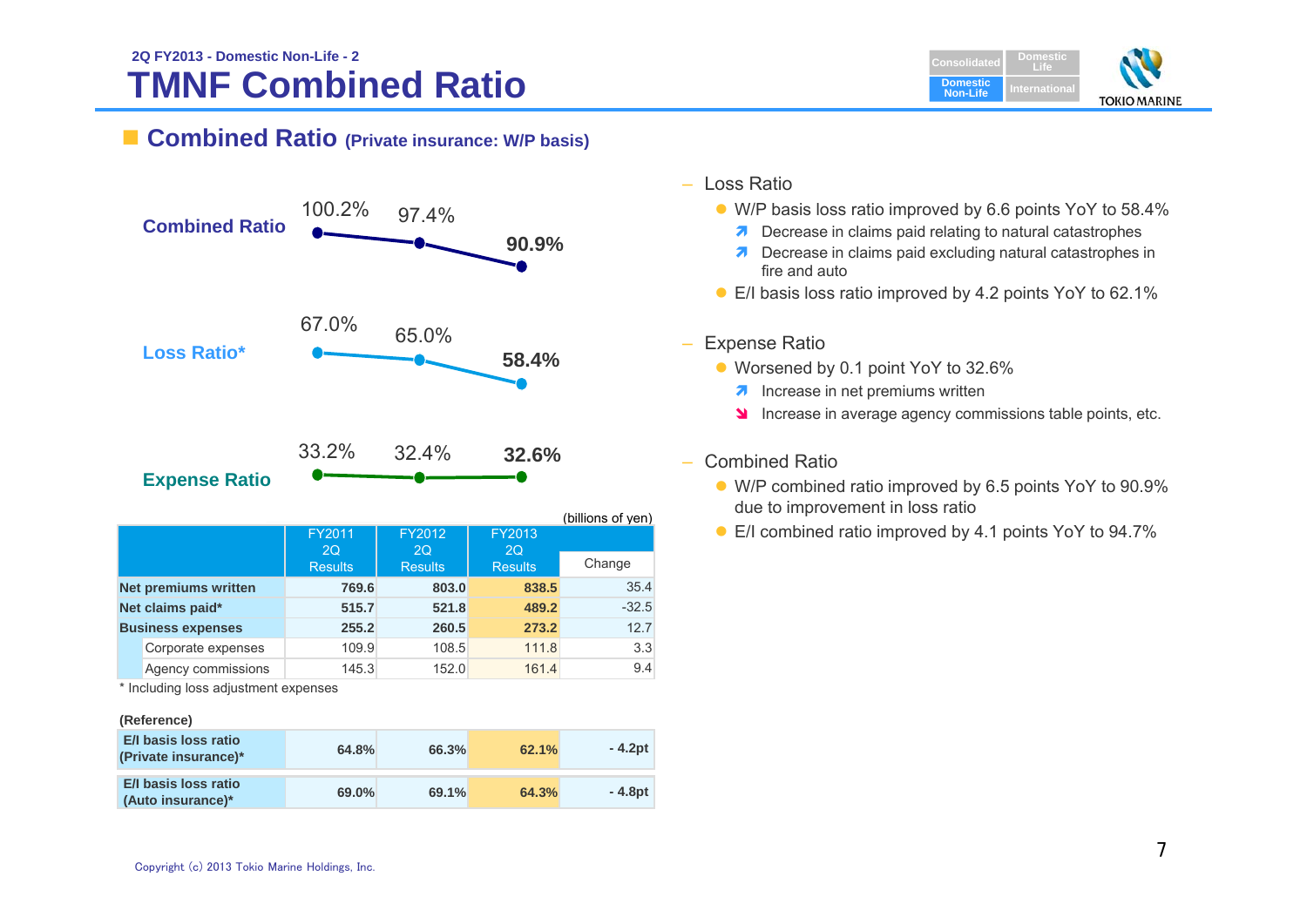2Q FY2013 - Domestic Non-Life - 2

# TMNF Combined Ratio

## Combined Ratio (Private insurance: W/P basis)

Combined Ratio

100.2%
97.4%
90.9%

Loss Ratio*

67.0%
65.0%
58.4%

Expense Ratio

33.2%
32.4%
32.6%

(billions of yen)

| | FY2011 2Q Results | FY2012 2Q Results | FY2013 2Q Results | Change |
|---|---|---|---|---|
| **Net premiums written** | 769.6 | 803.0 | 838.5 | 35.4 |
| **Net claims paid*** | 515.7 | 521.8 | 489.2 | -32.5 |
| **Business expenses** | 255.2 | 260.5 | 273.2 | 12.7 |
| Corporate expenses | 109.9 | 108.5 | 111.8 | 3.3 |
| Agency commissions | 145.3 | 152.0 | 161.4 | 9.4 |

\* Including loss adjustment expenses

(Reference)

| | | | | |
|---|---|---|---|---|
| **E/I basis loss ratio (Private insurance)*** | 64.8% | 66.3% | 62.1% | - 4.2pt |
| **E/I basis loss ratio (Auto insurance)*** | 69.0% | 69.1% | 64.3% | - 4.8pt |

- Loss Ratio
  - W/P basis loss ratio improved by 6.6 points YoY to 58.4%
    - ↗ Decrease in claims paid relating to natural catastrophes
    - ↗ Decrease in claims paid excluding natural catastrophes in fire and auto
  - E/I basis loss ratio improved by 4.2 points YoY to 62.1%

- Expense Ratio
  - Worsened by 0.1 point YoY to 32.6%
    - ↗ Increase in net premiums written
    - ↘ Increase in average agency commissions table points, etc.

- Combined Ratio
  - W/P combined ratio improved by 6.5 points YoY to 90.9% due to improvement in loss ratio
  - E/I combined ratio improved by 4.1 points YoY to 94.7%

Copyright (c) 2013 Tokio Marine Holdings, Inc.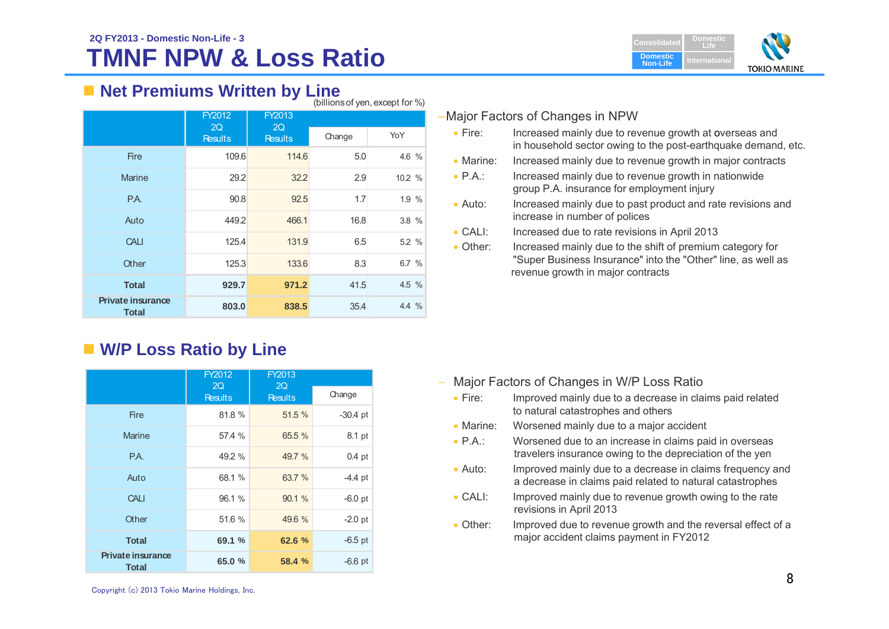2Q FY2013 - Domestic Non-Life - 3

# TMNF NPW & Loss Ratio

## Net Premiums Written by Line

(billions of yen, except for %)

| | FY2012 2Q Results | FY2013 2Q Results | Change | YoY |
|---|---|---|---|---|
| Fire | 109.6 | 114.6 | 5.0 | 4.6 % |
| Marine | 29.2 | 32.2 | 2.9 | 10.2 % |
| P.A. | 90.8 | 92.5 | 1.7 | 1.9 % |
| Auto | 449.2 | 466.1 | 16.8 | 3.8 % |
| CALI | 125.4 | 131.9 | 6.5 | 5.2 % |
| Other | 125.3 | 133.6 | 8.3 | 6.7 % |
| **Total** | **929.7** | **971.2** | 41.5 | 4.5 % |
| **Private insurance Total** | **803.0** | **838.5** | 35.4 | 4.4 % |

Major Factors of Changes in NPW

- Fire: Increased mainly due to revenue growth at overseas and in household sector owing to the post-earthquake demand, etc.
- Marine: Increased mainly due to revenue growth in major contracts
- P.A.: Increased mainly due to revenue growth in nationwide group P.A. insurance for employment injury
- Auto: Increased mainly due to past product and rate revisions and increase in number of polices
- CALI: Increased due to rate revisions in April 2013
- Other: Increased mainly due to the shift of premium category for "Super Business Insurance" into the "Other" line, as well as revenue growth in major contracts

## W/P Loss Ratio by Line

| | FY2012 2Q Results | FY2013 2Q Results | Change |
|---|---|---|---|
| Fire | 81.8 % | 51.5 % | -30.4 pt |
| Marine | 57.4 % | 65.5 % | 8.1 pt |
| P.A. | 49.2 % | 49.7 % | 0.4 pt |
| Auto | 68.1 % | 63.7 % | -4.4 pt |
| CALI | 96.1 % | 90.1 % | -6.0 pt |
| Other | 51.6 % | 49.6 % | -2.0 pt |
| **Total** | **69.1 %** | **62.6 %** | -6.5 pt |
| **Private insurance Total** | **65.0 %** | **58.4 %** | -6.6 pt |

Major Factors of Changes in W/P Loss Ratio

- Fire: Improved mainly due to a decrease in claims paid related to natural catastrophes and others
- Marine: Worsened mainly due to a major accident
- P.A.: Worsened due to an increase in claims paid in overseas travelers insurance owing to the depreciation of the yen
- Auto: Improved mainly due to a decrease in claims frequency and a decrease in claims paid related to natural catastrophes
- CALI: Improved mainly due to revenue growth owing to the rate revisions in April 2013
- Other: Improved due to revenue growth and the reversal effect of a major accident claims payment in FY2012

Copyright (c) 2013 Tokio Marine Holdings, Inc.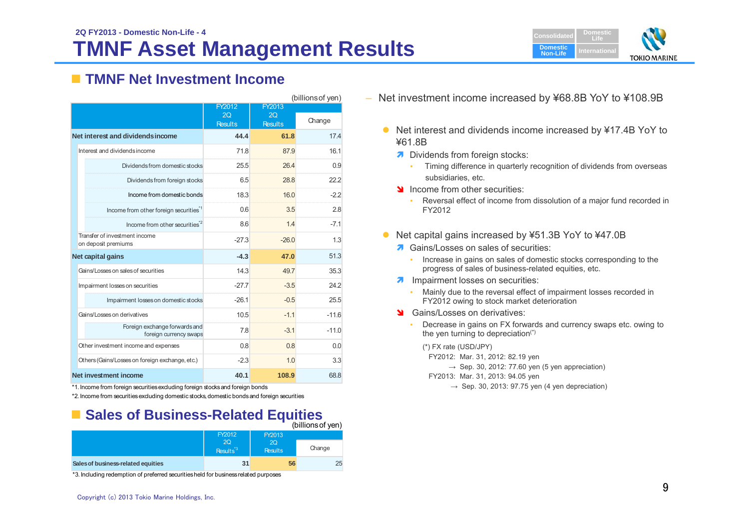2Q FY2013 - Domestic Non-Life - 4

# TMNF Asset Management Results

## TMNF Net Investment Income

(billions of yen)

| | FY2012 2Q Results | FY2013 2Q Results | Change |
|---|---|---|---|
| **Net interest and dividends income** | **44.4** | **61.8** | 17.4 |
| Interest and dividends income | 71.8 | 87.9 | 16.1 |
| Dividends from domestic stocks | 25.5 | 26.4 | 0.9 |
| Dividends from foreign stocks | 6.5 | 28.8 | 22.2 |
| Income from domestic bonds | 18.3 | 16.0 | -2.2 |
| Income from other foreign securities*1 | 0.6 | 3.5 | 2.8 |
| Income from other securities*2 | 8.6 | 1.4 | -7.1 |
| Transfer of investment income on deposit premiums | -27.3 | -26.0 | 1.3 |
| **Net capital gains** | **-4.3** | **47.0** | 51.3 |
| Gains/Losses on sales of securities | 14.3 | 49.7 | 35.3 |
| Impairment losses on securities | -27.7 | -3.5 | 24.2 |
| Impairment losses on domestic stocks | -26.1 | -0.5 | 25.5 |
| Gains/Losses on derivatives | 10.5 | -1.1 | -11.6 |
| Foreign exchange forwards and foreign currency swaps | 7.8 | -3.1 | -11.0 |
| Other investment income and expenses | 0.8 | 0.8 | 0.0 |
| Others (Gains/Losses on foreign exchange, etc.) | -2.3 | 1.0 | 3.3 |
| **Net investment income** | **40.1** | **108.9** | 68.8 |

*1. Income from foreign securities excluding foreign stocks and foreign bonds

*2. Income from securities excluding domestic stocks, domestic bonds and foreign securities

- Net investment income increased by ¥68.8B YoY to ¥108.9B

- Net interest and dividends income increased by ¥17.4B YoY to ¥61.8B
  - ↗ Dividends from foreign stocks:
    - Timing difference in quarterly recognition of dividends from overseas subsidiaries, etc.
  - ↘ Income from other securities:
    - Reversal effect of income from dissolution of a major fund recorded in FY2012

- Net capital gains increased by ¥51.3B YoY to ¥47.0B
  - ↗ Gains/Losses on sales of securities:
    - Increase in gains on sales of domestic stocks corresponding to the progress of sales of business-related equities, etc.
  - ↗ Impairment losses on securities:
    - Mainly due to the reversal effect of impairment losses recorded in FY2012 owing to stock market deterioration
  - ↘ Gains/Losses on derivatives:
    - Decrease in gains on FX forwards and currency swaps etc. owing to the yen turning to depreciation(*)

    (*) FX rate (USD/JPY)
    FY2012: Mar. 31, 2012: 82.19 yen
    → Sep. 30, 2012: 77.60 yen (5 yen appreciation)
    FY2013: Mar. 31, 2013: 94.05 yen
    → Sep. 30, 2013: 97.75 yen (4 yen depreciation)

## Sales of Business-Related Equities

(billions of yen)

| | FY2012 2Q Results*3 | FY2013 2Q Results | Change |
|---|---|---|---|
| **Sales of business-related equities** | **31** | **56** | 25 |

*3. Including redemption of preferred securities held for business related purposes

Copyright (c) 2013 Tokio Marine Holdings, Inc.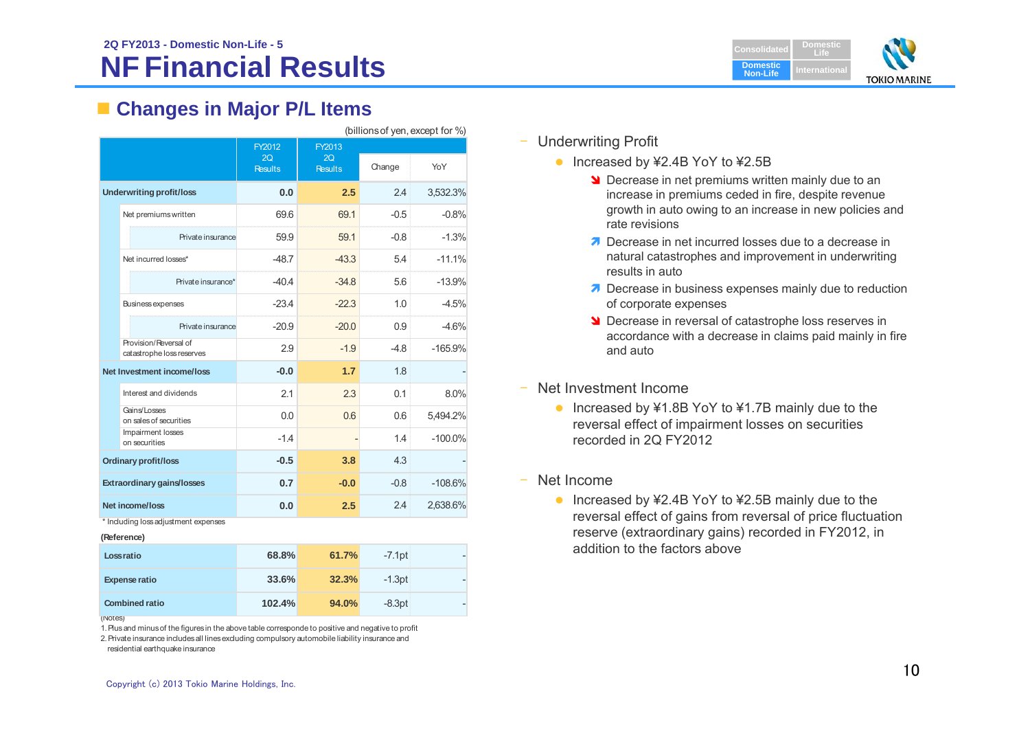2Q FY2013 - Domestic Non-Life - 5

# NF Financial Results

## Changes in Major P/L Items

(billions of yen, except for %)

| | | | FY2012 2Q Results | FY2013 2Q Results | Change | YoY |
|---|---|---|---|---|---|---|
| Underwriting profit/loss | | | 0.0 | 2.5 | 2.4 | 3,532.3% |
| | Net premiums written | | 69.6 | 69.1 | -0.5 | -0.8% |
| | | Private insurance | 59.9 | 59.1 | -0.8 | -1.3% |
| | Net incurred losses* | | -48.7 | -43.3 | 5.4 | -11.1% |
| | | Private insurance* | -40.4 | -34.8 | 5.6 | -13.9% |
| | Business expenses | | -23.4 | -22.3 | 1.0 | -4.5% |
| | | Private insurance | -20.9 | -20.0 | 0.9 | -4.6% |
| | Provision/Reversal of catastrophe loss reserves | | 2.9 | -1.9 | -4.8 | -165.9% |
| Net Investment income/loss | | | -0.0 | 1.7 | 1.8 | - |
| | Interest and dividends | | 2.1 | 2.3 | 0.1 | 8.0% |
| | Gains/Losses on sales of securities | | 0.0 | 0.6 | 0.6 | 5,494.2% |
| | Impairment losses on securities | | -1.4 | - | 1.4 | -100.0% |
| Ordinary profit/loss | | | -0.5 | 3.8 | 4.3 | - |
| Extraordinary gains/losses | | | 0.7 | -0.0 | -0.8 | -108.6% |
| Net income/loss | | | 0.0 | 2.5 | 2.4 | 2,638.6% |

\* Including loss adjustment expenses

(Reference)

| | FY2012 2Q Results | FY2013 2Q Results | Change | YoY |
|---|---|---|---|---|
| Loss ratio | 68.8% | 61.7% | -7.1pt | - |
| Expense ratio | 33.6% | 32.3% | -1.3pt | - |
| Combined ratio | 102.4% | 94.0% | -8.3pt | - |

(Notes)

1. Plus and minus of the figures in the above table corresponde to positive and negative to profit
2. Private insurance includes all lines excluding compulsory automobile liability insurance and residential earthquake insurance

- Underwriting Profit
  - Increased by ¥2.4B YoY to ¥2.5B
    - ↘ Decrease in net premiums written mainly due to an increase in premiums ceded in fire, despite revenue growth in auto owing to an increase in new policies and rate revisions
    - ↗ Decrease in net incurred losses due to a decrease in natural catastrophes and improvement in underwriting results in auto
    - ↗ Decrease in business expenses mainly due to reduction of corporate expenses
    - ↘ Decrease in reversal of catastrophe loss reserves in accordance with a decrease in claims paid mainly in fire and auto
- Net Investment Income
  - Increased by ¥1.8B YoY to ¥1.7B mainly due to the reversal effect of impairment losses on securities recorded in 2Q FY2012
- Net Income
  - Increased by ¥2.4B YoY to ¥2.5B mainly due to the reversal effect of gains from reversal of price fluctuation reserve (extraordinary gains) recorded in FY2012, in addition to the factors above

Copyright (c) 2013 Tokio Marine Holdings, Inc.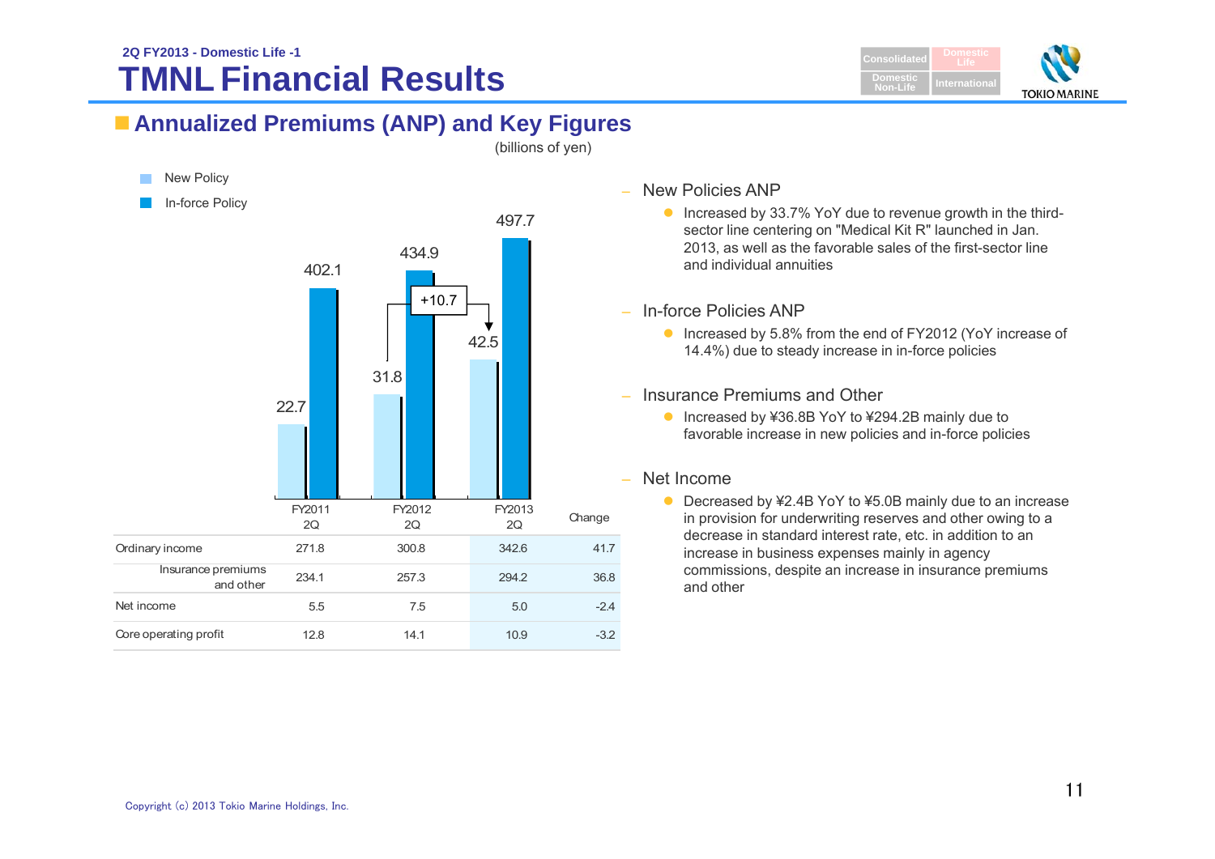2Q FY2013 - Domestic Life -1

# TMNL Financial Results

## Annualized Premiums (ANP) and Key Figures

(billions of yen)

New Policy
In-force Policy

402.1
434.9
497.7
22.7
31.8
42.5
+10.7

| | FY2011 2Q | FY2012 2Q | FY2013 2Q | Change |
|---|---|---|---|---|
| Ordinary income | 271.8 | 300.8 | 342.6 | 41.7 |
| Insurance premiums and other | 234.1 | 257.3 | 294.2 | 36.8 |
| Net income | 5.5 | 7.5 | 5.0 | -2.4 |
| Core operating profit | 12.8 | 14.1 | 10.9 | -3.2 |

- New Policies ANP
  - Increased by 33.7% YoY due to revenue growth in the third-sector line centering on "Medical Kit R" launched in Jan. 2013, as well as the favorable sales of the first-sector line and individual annuities
- In-force Policies ANP
  - Increased by 5.8% from the end of FY2012 (YoY increase of 14.4%) due to steady increase in in-force policies
- Insurance Premiums and Other
  - Increased by ¥36.8B YoY to ¥294.2B mainly due to favorable increase in new policies and in-force policies
- Net Income
  - Decreased by ¥2.4B YoY to ¥5.0B mainly due to an increase in provision for underwriting reserves and other owing to a decrease in standard interest rate, etc. in addition to an increase in business expenses mainly in agency commissions, despite an increase in insurance premiums and other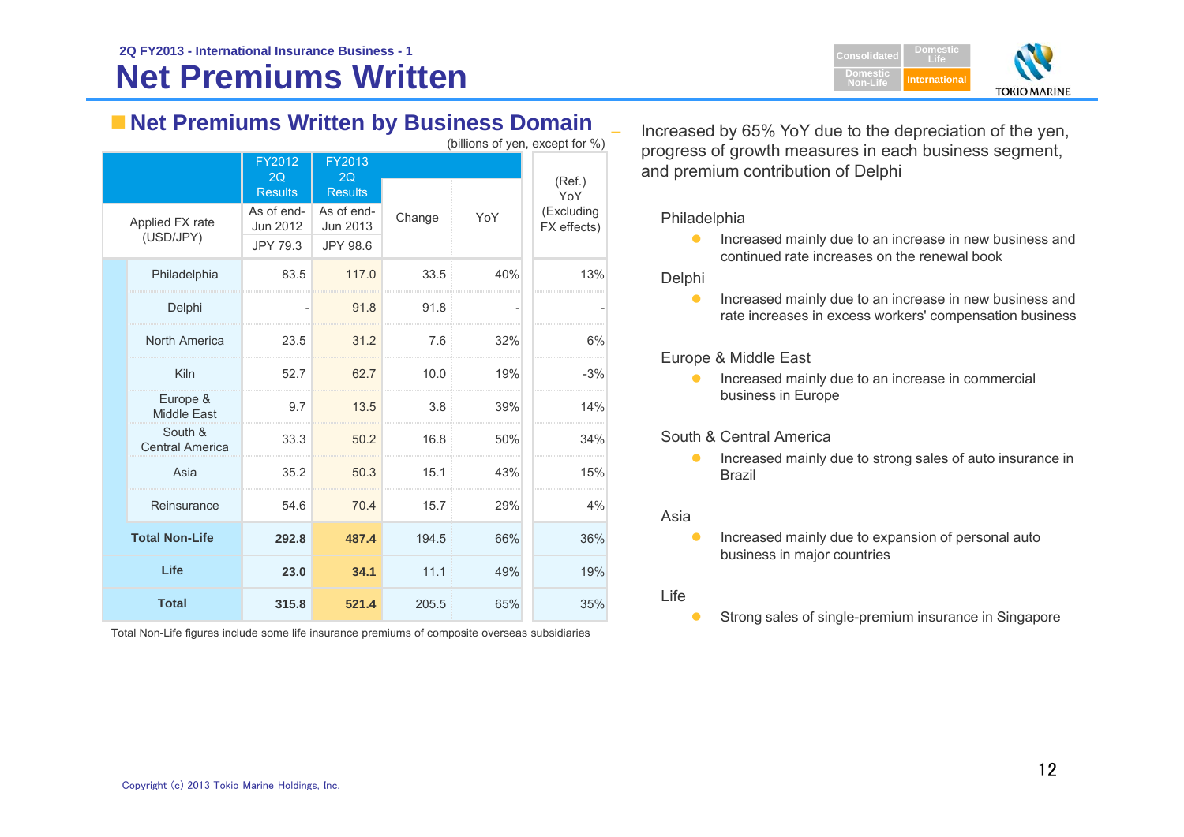2Q FY2013 - International Insurance Business - 1

# Net Premiums Written

## Net Premiums Written by Business Domain

(billions of yen, except for %)

| | FY2012 2Q Results | FY2013 2Q Results | Change | YoY | (Ref.) YoY (Excluding FX effects) |
|---|---|---|---|---|---|
| Applied FX rate (USD/JPY) | As of end-Jun 2012 | As of end-Jun 2013 | | | |
| | JPY 79.3 | JPY 98.6 | | | |
| Philadelphia | 83.5 | 117.0 | 33.5 | 40% | 13% |
| Delphi | - | 91.8 | 91.8 | - | - |
| North America | 23.5 | 31.2 | 7.6 | 32% | 6% |
| Kiln | 52.7 | 62.7 | 10.0 | 19% | -3% |
| Europe & Middle East | 9.7 | 13.5 | 3.8 | 39% | 14% |
| South & Central America | 33.3 | 50.2 | 16.8 | 50% | 34% |
| Asia | 35.2 | 50.3 | 15.1 | 43% | 15% |
| Reinsurance | 54.6 | 70.4 | 15.7 | 29% | 4% |
| **Total Non-Life** | **292.8** | **487.4** | 194.5 | 66% | 36% |
| **Life** | **23.0** | **34.1** | 11.1 | 49% | 19% |
| **Total** | **315.8** | **521.4** | 205.5 | 65% | 35% |

Total Non-Life figures include some life insurance premiums of composite overseas subsidiaries

Increased by 65% YoY due to the depreciation of the yen, progress of growth measures in each business segment, and premium contribution of Delphi

Philadelphia
- Increased mainly due to an increase in new business and continued rate increases on the renewal book

Delphi
- Increased mainly due to an increase in new business and rate increases in excess workers' compensation business

Europe & Middle East
- Increased mainly due to an increase in commercial business in Europe

South & Central America
- Increased mainly due to strong sales of auto insurance in Brazil

Asia
- Increased mainly due to expansion of personal auto business in major countries

Life
- Strong sales of single-premium insurance in Singapore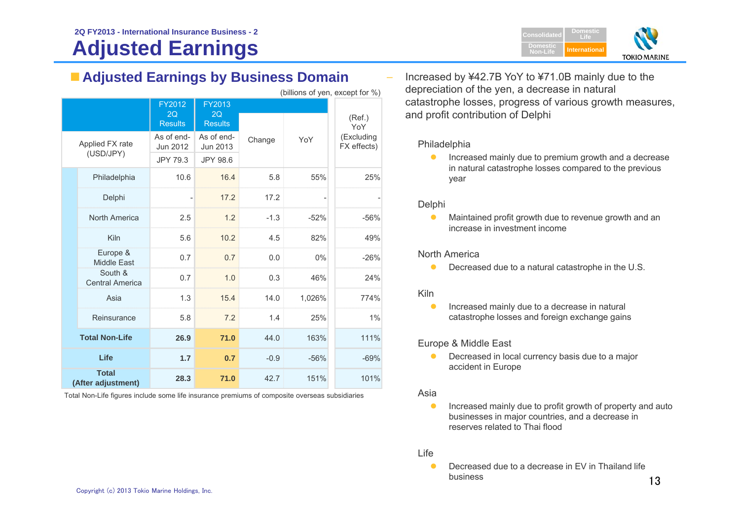2Q FY2013 - International Insurance Business - 2

# Adjusted Earnings

## Adjusted Earnings by Business Domain

(billions of yen, except for %)

| | | FY2012 2Q Results | FY2013 2Q Results | Change | YoY | (Ref.) YoY (Excluding FX effects) |
|---|---|---|---|---|---|---|
| Applied FX rate (USD/JPY) | | As of end-Jun 2012 | As of end-Jun 2013 | | | |
| | | JPY 79.3 | JPY 98.6 | | | |
| | Philadelphia | 10.6 | 16.4 | 5.8 | 55% | 25% |
| | Delphi | - | 17.2 | 17.2 | - | - |
| | North America | 2.5 | 1.2 | -1.3 | -52% | -56% |
| | Kiln | 5.6 | 10.2 | 4.5 | 82% | 49% |
| | Europe & Middle East | 0.7 | 0.7 | 0.0 | 0% | -26% |
| | South & Central America | 0.7 | 1.0 | 0.3 | 46% | 24% |
| | Asia | 1.3 | 15.4 | 14.0 | 1,026% | 774% |
| | Reinsurance | 5.8 | 7.2 | 1.4 | 25% | 1% |
| **Total Non-Life** | | **26.9** | **71.0** | 44.0 | 163% | 111% |
| **Life** | | **1.7** | **0.7** | -0.9 | -56% | -69% |
| **Total (After adjustment)** | | **28.3** | **71.0** | 42.7 | 151% | 101% |

Total Non-Life figures include some life insurance premiums of composite overseas subsidiaries

– Increased by ¥42.7B YoY to ¥71.0B mainly due to the depreciation of the yen, a decrease in natural catastrophe losses, progress of various growth measures, and profit contribution of Delphi

Philadelphia

- Increased mainly due to premium growth and a decrease in natural catastrophe losses compared to the previous year

Delphi

- Maintained profit growth due to revenue growth and an increase in investment income

North America

- Decreased due to a natural catastrophe in the U.S.

Kiln

- Increased mainly due to a decrease in natural catastrophe losses and foreign exchange gains

Europe & Middle East

- Decreased in local currency basis due to a major accident in Europe

Asia

- Increased mainly due to profit growth of property and auto businesses in major countries, and a decrease in reserves related to Thai flood

Life

- Decreased due to a decrease in EV in Thailand life business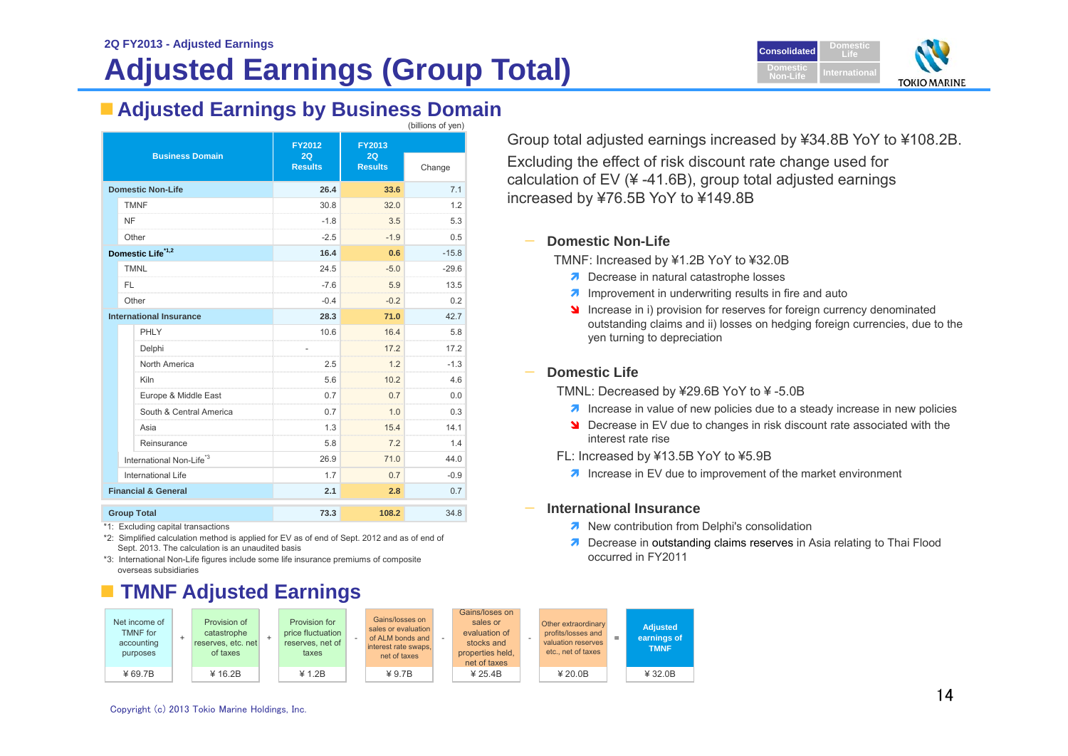2Q FY2013 - Adjusted Earnings

# Adjusted Earnings (Group Total)

## Adjusted Earnings by Business Domain

(billions of yen)

| Business Domain | FY2012 2Q Results | FY2013 2Q Results | Change |
|---|---|---|---|
| **Domestic Non-Life** | **26.4** | **33.6** | 7.1 |
| TMNF | 30.8 | 32.0 | 1.2 |
| NF | -1.8 | 3.5 | 5.3 |
| Other | -2.5 | -1.9 | 0.5 |
| **Domestic Life**[*1,2] | **16.4** | **0.6** | -15.8 |
| TMNL | 24.5 | -5.0 | -29.6 |
| FL | -7.6 | 5.9 | 13.5 |
| Other | -0.4 | -0.2 | 0.2 |
| **International Insurance** | **28.3** | **71.0** | 42.7 |
| PHLY | 10.6 | 16.4 | 5.8 |
| Delphi | - | 17.2 | 17.2 |
| North America | 2.5 | 1.2 | -1.3 |
| Kiln | 5.6 | 10.2 | 4.6 |
| Europe & Middle East | 0.7 | 0.7 | 0.0 |
| South & Central America | 0.7 | 1.0 | 0.3 |
| Asia | 1.3 | 15.4 | 14.1 |
| Reinsurance | 5.8 | 7.2 | 1.4 |
| International Non-Life[*3] | 26.9 | 71.0 | 44.0 |
| International Life | 1.7 | 0.7 | -0.9 |
| **Financial & General** | **2.1** | **2.8** | 0.7 |
| **Group Total** | **73.3** | **108.2** | 34.8 |

*1: Excluding capital transactions

*2: Simplified calculation method is applied for EV as of end of Sept. 2012 and as of end of Sept. 2013. The calculation is an unaudited basis

*3: International Non-Life figures include some life insurance premiums of composite overseas subsidiaries

Group total adjusted earnings increased by ¥34.8B YoY to ¥108.2B.

Excluding the effect of risk discount rate change used for calculation of EV (¥ -41.6B), group total adjusted earnings increased by ¥76.5B YoY to ¥149.8B

### Domestic Non-Life

TMNF: Increased by ¥1.2B YoY to ¥32.0B

- ↗ Decrease in natural catastrophe losses
- ↗ Improvement in underwriting results in fire and auto
- ↘ Increase in i) provision for reserves for foreign currency denominated outstanding claims and ii) losses on hedging foreign currencies, due to the yen turning to depreciation

### Domestic Life

TMNL: Decreased by ¥29.6B YoY to ¥ -5.0B

- ↗ Increase in value of new policies due to a steady increase in new policies
- ↘ Decrease in EV due to changes in risk discount rate associated with the interest rate rise

FL: Increased by ¥13.5B YoY to ¥5.9B

- ↗ Increase in EV due to improvement of the market environment

### International Insurance

- ↗ New contribution from Delphi's consolidation
- ↗ Decrease in outstanding claims reserves in Asia relating to Thai Flood occurred in FY2011

## TMNF Adjusted Earnings

| Net income of TMNF for accounting purposes | + | Provision of catastrophe reserves, etc. net of taxes | + | Provision for price fluctuation reserves, net of taxes | - | Gains/losses on sales or evaluation of ALM bonds and interest rate swaps, net of taxes | - | Gains/loses on sales or evaluation of stocks and properties held, net of taxes | - | Other extraordinary profits/losses and valuation reserves etc., net of taxes | = | Adjusted earnings of TMNF |
|---|---|---|---|---|---|---|---|---|---|---|---|---|
| ¥ 69.7B | | ¥ 16.2B | | ¥ 1.2B | | ¥ 9.7B | | ¥ 25.4B | | ¥ 20.0B | | ¥ 32.0B |

Copyright (c) 2013 Tokio Marine Holdings, Inc.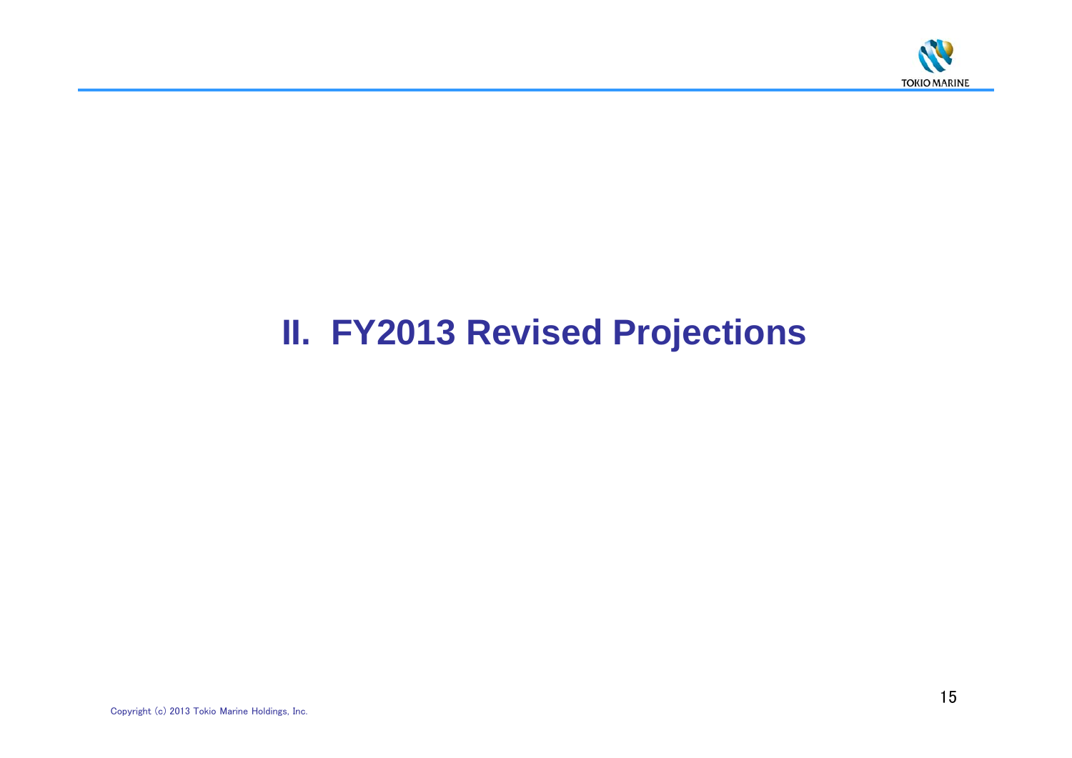# II. FY2013 Revised Projections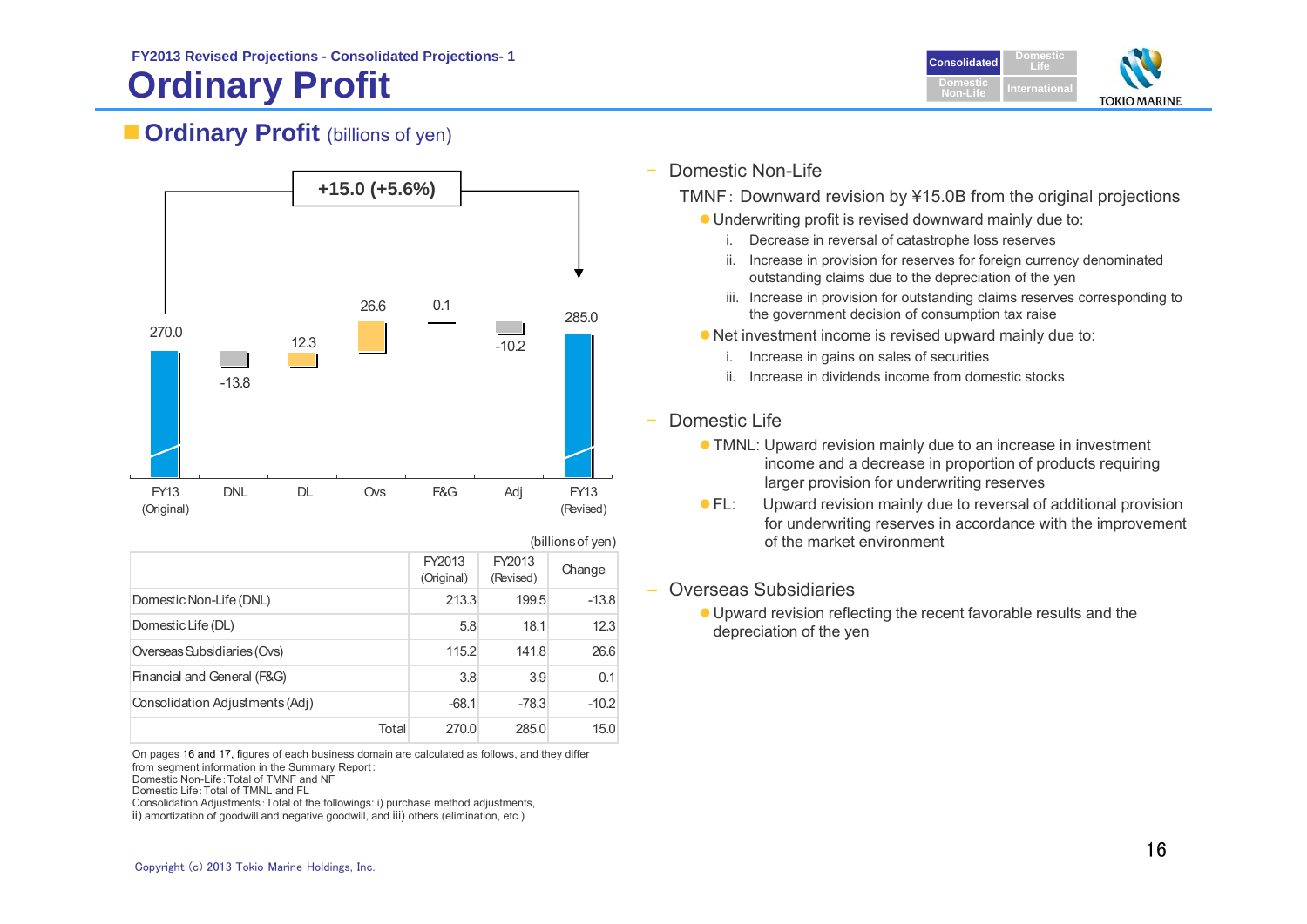FY2013 Revised Projections - Consolidated Projections- 1

# Ordinary Profit

Consolidated | Domestic Life | Domestic Non-Life | International

## Ordinary Profit (billions of yen)

+15.0 (+5.6%)

270.0
-13.8
12.3
26.6
0.1
-10.2
285.0

FY13 (Original)
DNL
DL
Ovs
F&G
Adj
FY13 (Revised)

(billions of yen)

| | FY2013 (Original) | FY2013 (Revised) | Change |
|---|---|---|---|
| Domestic Non-Life (DNL) | 213.3 | 199.5 | -13.8 |
| Domestic Life (DL) | 5.8 | 18.1 | 12.3 |
| Overseas Subsidiaries (Ovs) | 115.2 | 141.8 | 26.6 |
| Financial and General (F&G) | 3.8 | 3.9 | 0.1 |
| Consolidation Adjustments (Adj) | -68.1 | -78.3 | -10.2 |
| Total | 270.0 | 285.0 | 15.0 |

On pages 16 and 17, figures of each business domain are calculated as follows, and they differ from segment information in the Summary Report:
Domestic Non-Life: Total of TMNF and NF
Domestic Life: Total of TMNL and FL
Consolidation Adjustments: Total of the followings: i) purchase method adjustments, ii) amortization of goodwill and negative goodwill, and iii) others (elimination, etc.)

- Domestic Non-Life

  TMNF: Downward revision by ¥15.0B from the original projections

  - Underwriting profit is revised downward mainly due to:
    1. Decrease in reversal of catastrophe loss reserves
    2. Increase in provision for reserves for foreign currency denominated outstanding claims due to the depreciation of the yen
    3. Increase in provision for outstanding claims reserves corresponding to the government decision of consumption tax raise
  - Net investment income is revised upward mainly due to:
    1. Increase in gains on sales of securities
    2. Increase in dividends income from domestic stocks

- Domestic Life
  - TMNL: Upward revision mainly due to an increase in investment income and a decrease in proportion of products requiring larger provision for underwriting reserves
  - FL: Upward revision mainly due to reversal of additional provision for underwriting reserves in accordance with the improvement of the market environment

- Overseas Subsidiaries
  - Upward revision reflecting the recent favorable results and the depreciation of the yen

Copyright (c) 2013 Tokio Marine Holdings, Inc.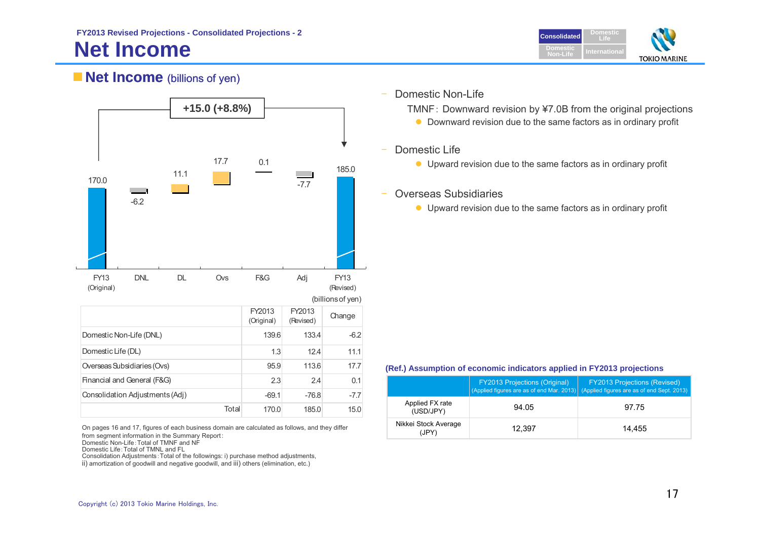FY2013 Revised Projections - Consolidated Projections - 2

# Net Income

## Net Income (billions of yen)

+15.0 (+8.8%)

170.0

-6.2

11.1

17.7

0.1

-7.7

185.0

FY13 (Original)

DNL

DL

Ovs

F&G

Adj

FY13 (Revised)

(billions of yen)

| | FY2013 (Original) | FY2013 (Revised) | Change |
|---|---|---|---|
| Domestic Non-Life (DNL) | 139.6 | 133.4 | -6.2 |
| Domestic Life (DL) | 1.3 | 12.4 | 11.1 |
| Overseas Subsidiaries (Ovs) | 95.9 | 113.6 | 17.7 |
| Financial and General (F&G) | 2.3 | 2.4 | 0.1 |
| Consolidation Adjustments (Adj) | -69.1 | -76.8 | -7.7 |
| Total | 170.0 | 185.0 | 15.0 |

On pages 16 and 17, figures of each business domain are calculated as follows, and they differ from segment information in the Summary Report:
Domestic Non-Life: Total of TMNF and NF
Domestic Life: Total of TMNL and FL
Consolidation Adjustments: Total of the followings: i) purchase method adjustments, ii) amortization of goodwill and negative goodwill, and iii) others (elimination, etc.)

- Domestic Non-Life
  - TMNF: Downward revision by ¥7.0B from the original projections
    - Downward revision due to the same factors as in ordinary profit
- Domestic Life
  - Upward revision due to the same factors as in ordinary profit
- Overseas Subsidiaries
  - Upward revision due to the same factors as in ordinary profit

**(Ref.) Assumption of economic indicators applied in FY2013 projections**

| | FY2013 Projections (Original) (Applied figures are as of end Mar. 2013) | FY2013 Projections (Revised) (Applied figures are as of end Sept. 2013) |
|---|---|---|
| Applied FX rate (USD/JPY) | 94.05 | 97.75 |
| Nikkei Stock Average (JPY) | 12,397 | 14,455 |

Copyright (c) 2013 Tokio Marine Holdings, Inc.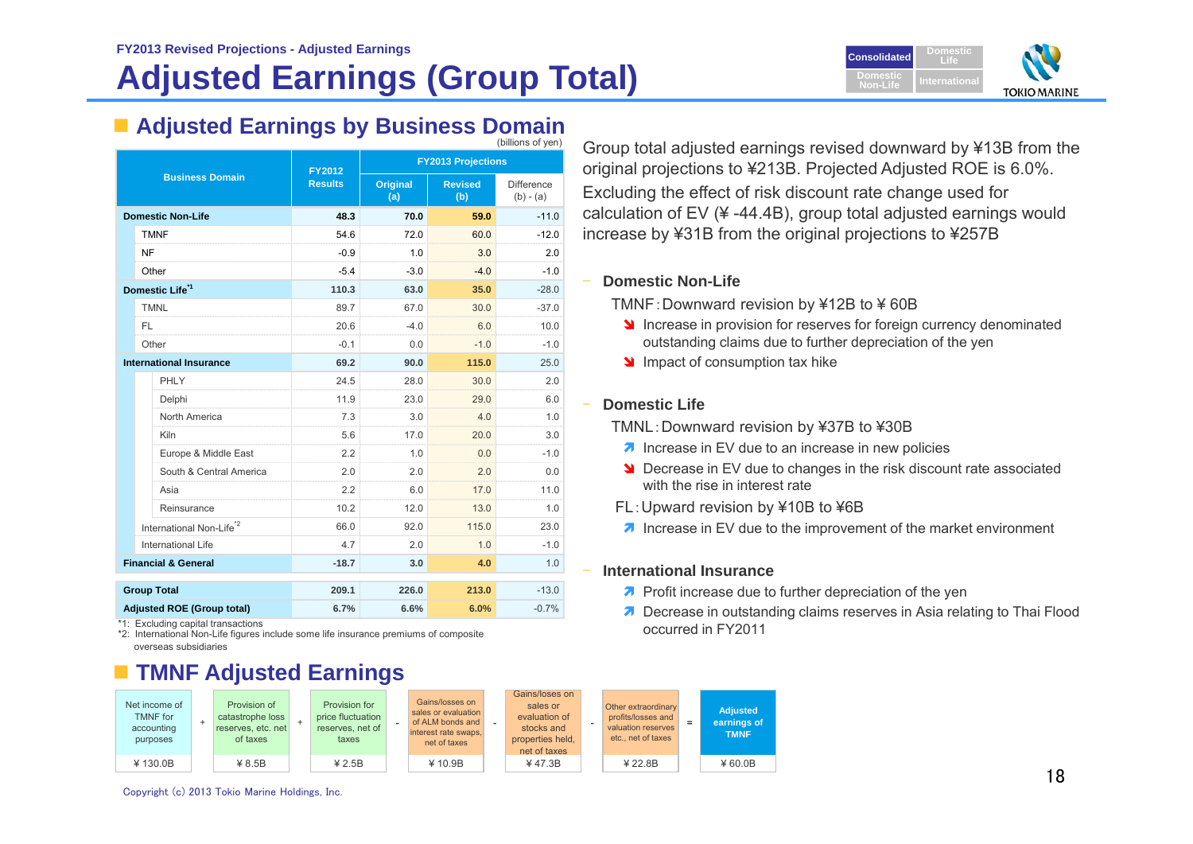FY2013 Revised Projections - Adjusted Earnings

# Adjusted Earnings (Group Total)

Consolidated | Domestic Life | Domestic Non-Life | International

## Adjusted Earnings by Business Domain

(billions of yen)

| Business Domain | FY2012 Results | FY2013 Projections Original (a) | Revised (b) | Difference (b) - (a) |
|---|---|---|---|---|
| **Domestic Non-Life** | 48.3 | 70.0 | 59.0 | -11.0 |
| TMNF | 54.6 | 72.0 | 60.0 | -12.0 |
| NF | -0.9 | 1.0 | 3.0 | 2.0 |
| Other | -5.4 | -3.0 | -4.0 | -1.0 |
| **Domestic Life**[*1] | 110.3 | 63.0 | 35.0 | -28.0 |
| TMNL | 89.7 | 67.0 | 30.0 | -37.0 |
| FL | 20.6 | -4.0 | 6.0 | 10.0 |
| Other | -0.1 | 0.0 | -1.0 | -1.0 |
| **International Insurance** | 69.2 | 90.0 | 115.0 | 25.0 |
| PHLY | 24.5 | 28.0 | 30.0 | 2.0 |
| Delphi | 11.9 | 23.0 | 29.0 | 6.0 |
| North America | 7.3 | 3.0 | 4.0 | 1.0 |
| Kiln | 5.6 | 17.0 | 20.0 | 3.0 |
| Europe & Middle East | 2.2 | 1.0 | 0.0 | -1.0 |
| South & Central America | 2.0 | 2.0 | 2.0 | 0.0 |
| Asia | 2.2 | 6.0 | 17.0 | 11.0 |
| Reinsurance | 10.2 | 12.0 | 13.0 | 1.0 |
| International Non-Life[*2] | 66.0 | 92.0 | 115.0 | 23.0 |
| International Life | 4.7 | 2.0 | 1.0 | -1.0 |
| **Financial & General** | -18.7 | 3.0 | 4.0 | 1.0 |
| **Group Total** | 209.1 | 226.0 | 213.0 | -13.0 |
| **Adjusted ROE (Group total)** | 6.7% | 6.6% | 6.0% | -0.7% |

*1: Excluding capital transactions
*2: International Non-Life figures include some life insurance premiums of composite overseas subsidiaries

Group total adjusted earnings revised downward by ¥13B from the original projections to ¥213B. Projected Adjusted ROE is 6.0%. Excluding the effect of risk discount rate change used for calculation of EV (¥ -44.4B), group total adjusted earnings would increase by ¥31B from the original projections to ¥257B

- **Domestic Non-Life**

  TMNF : Downward revision by ¥12B to ¥ 60B
  - ↘ Increase in provision for reserves for foreign currency denominated outstanding claims due to further depreciation of the yen
  - ↘ Impact of consumption tax hike

- **Domestic Life**

  TMNL : Downward revision by ¥37B to ¥30B
  - ↗ Increase in EV due to an increase in new policies
  - ↘ Decrease in EV due to changes in the risk discount rate associated with the rise in interest rate

  FL : Upward revision by ¥10B to ¥6B
  - ↗ Increase in EV due to the improvement of the market environment

- **International Insurance**
  - ↗ Profit increase due to further depreciation of the yen
  - ↗ Decrease in outstanding claims reserves in Asia relating to Thai Flood occurred in FY2011

## TMNF Adjusted Earnings

| Net income of TMNF for accounting purposes | + | Provision of catastrophe loss reserves, etc. net of taxes | + | Provision for price fluctuation reserves, net of taxes | - | Gains/losses on sales or evaluation of ALM bonds and interest rate swaps, net of taxes | - | Gains/losses on sales or evaluation of stocks and properties held, net of taxes | - | Other extraordinary profits/losses and valuation reserves etc., net of taxes | = | Adjusted earnings of TMNF |
|---|---|---|---|---|---|---|---|---|---|---|---|---|
| ¥ 130.0B | | ¥ 8.5B | | ¥ 2.5B | | ¥ 10.9B | | ¥ 47.3B | | ¥ 22.8B | | ¥ 60.0B |

Copyright (c) 2013 Tokio Marine Holdings, Inc.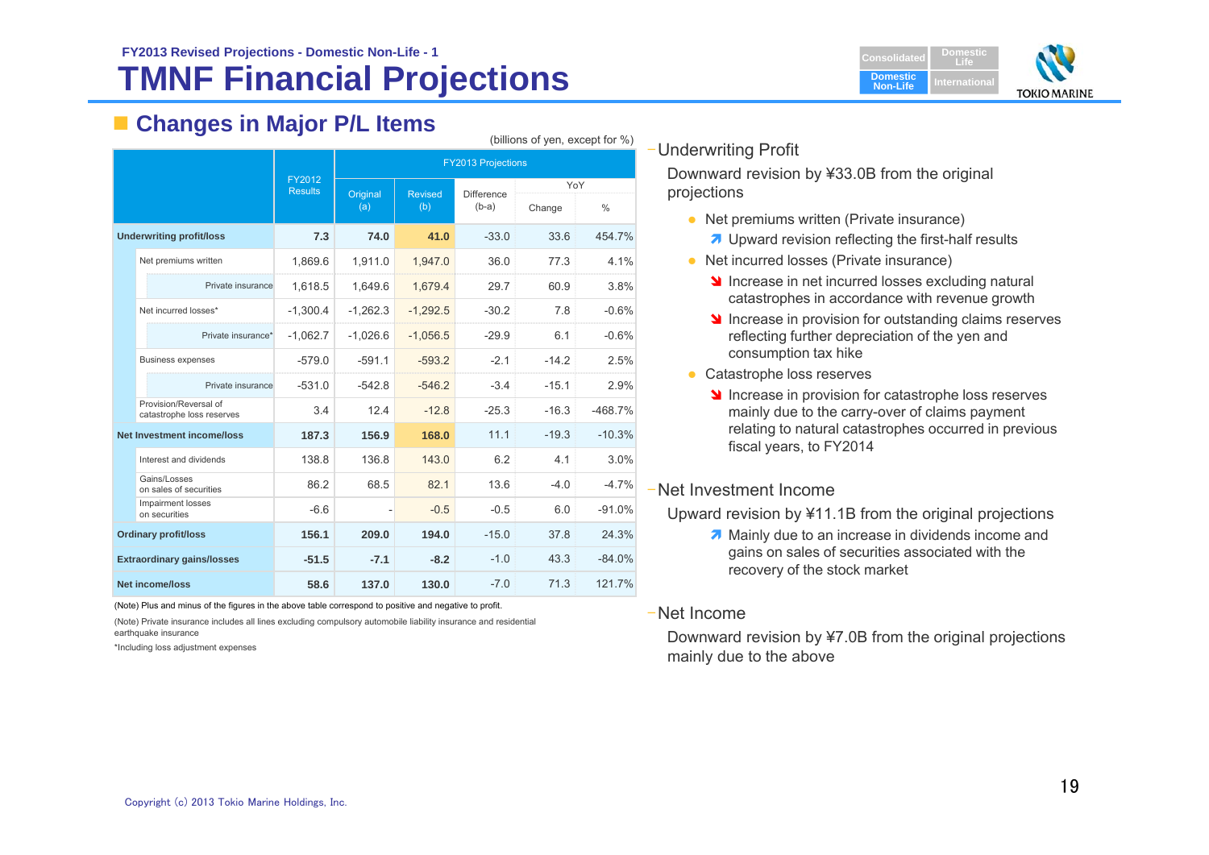FY2013 Revised Projections - Domestic Non-Life - 1

# TMNF Financial Projections

## Changes in Major P/L Items

(billions of yen, except for %)

| | FY2012 Results | FY2013 Projections | | | | |
|---|---|---|---|---|---|---|
| | | Original (a) | Revised (b) | Difference (b-a) | YoY | |
| | | | | | Change | % |
| **Underwriting profit/loss** | **7.3** | **74.0** | **41.0** | -33.0 | 33.6 | 454.7% |
| Net premiums written | 1,869.6 | 1,911.0 | 1,947.0 | 36.0 | 77.3 | 4.1% |
| Private insurance | 1,618.5 | 1,649.6 | 1,679.4 | 29.7 | 60.9 | 3.8% |
| Net incurred losses* | -1,300.4 | -1,262.3 | -1,292.5 | -30.2 | 7.8 | -0.6% |
| Private insurance* | -1,062.7 | -1,026.6 | -1,056.5 | -29.9 | 6.1 | -0.6% |
| Business expenses | -579.0 | -591.1 | -593.2 | -2.1 | -14.2 | 2.5% |
| Private insurance | -531.0 | -542.8 | -546.2 | -3.4 | -15.1 | 2.9% |
| Provision/Reversal of catastrophe loss reserves | 3.4 | 12.4 | -12.8 | -25.3 | -16.3 | -468.7% |
| **Net Investment income/loss** | **187.3** | **156.9** | **168.0** | 11.1 | -19.3 | -10.3% |
| Interest and dividends | 138.8 | 136.8 | 143.0 | 6.2 | 4.1 | 3.0% |
| Gains/Losses on sales of securities | 86.2 | 68.5 | 82.1 | 13.6 | -4.0 | -4.7% |
| Impairment losses on securities | -6.6 | - | -0.5 | -0.5 | 6.0 | -91.0% |
| **Ordinary profit/loss** | **156.1** | **209.0** | **194.0** | -15.0 | 37.8 | 24.3% |
| **Extraordinary gains/losses** | **-51.5** | **-7.1** | **-8.2** | -1.0 | 43.3 | -84.0% |
| **Net income/loss** | **58.6** | **137.0** | **130.0** | -7.0 | 71.3 | 121.7% |

(Note) Plus and minus of the figures in the above table correspond to positive and negative to profit.

(Note) Private insurance includes all lines excluding compulsory automobile liability insurance and residential earthquake insurance

*Including loss adjustment expenses

### Underwriting Profit

Downward revision by ¥33.0B from the original projections

- Net premiums written (Private insurance)
  - ↗ Upward revision reflecting the first-half results
- Net incurred losses (Private insurance)
  - ↘ Increase in net incurred losses excluding natural catastrophes in accordance with revenue growth
  - ↘ Increase in provision for outstanding claims reserves reflecting further depreciation of the yen and consumption tax hike
- Catastrophe loss reserves
  - ↘ Increase in provision for catastrophe loss reserves mainly due to the carry-over of claims payment relating to natural catastrophes occurred in previous fiscal years, to FY2014

### Net Investment Income

Upward revision by ¥11.1B from the original projections

- ↗ Mainly due to an increase in dividends income and gains on sales of securities associated with the recovery of the stock market

### Net Income

Downward revision by ¥7.0B from the original projections mainly due to the above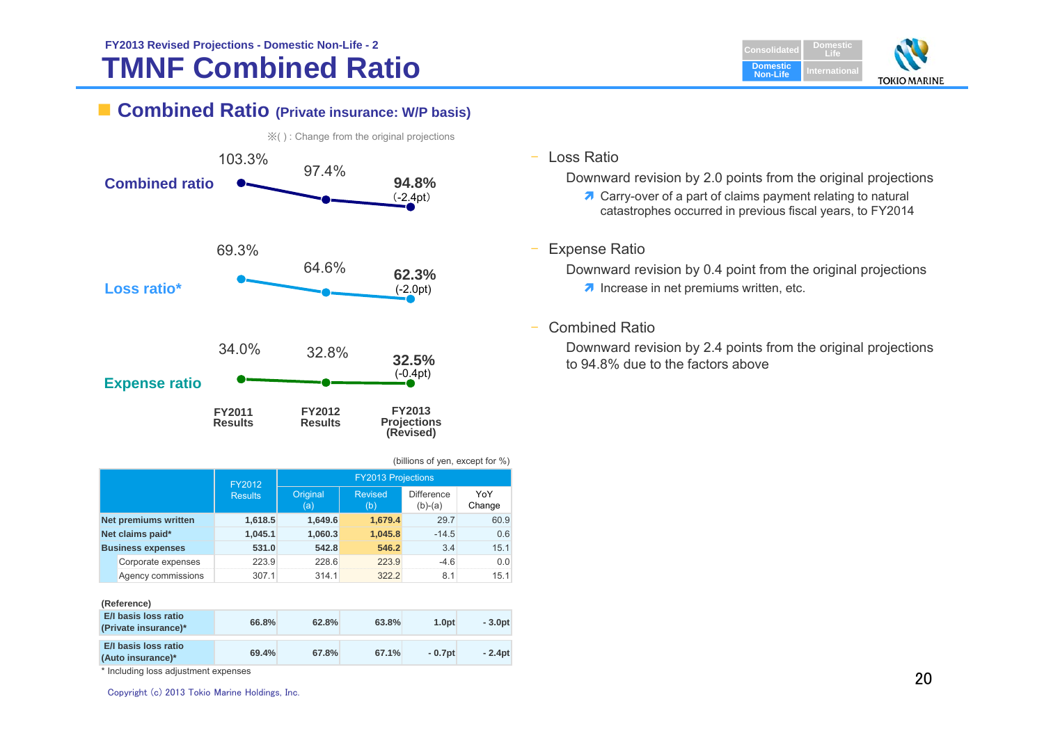FY2013 Revised Projections - Domestic Non-Life - 2

# TMNF Combined Ratio

## Combined Ratio (Private insurance: W/P basis)

※( ) : Change from the original projections

Combined ratio
103.3%
97.4%
94.8%
(-2.4pt)

Loss ratio*
69.3%
64.6%
62.3%
(-2.0pt)

Expense ratio
34.0%
32.8%
32.5%
(-0.4pt)

FY2011 Results
FY2012 Results
FY2013 Projections (Revised)

(billions of yen, except for %)

| | | FY2012 Results | FY2013 Projections | | | |
|---|---|---|---|---|---|---|
| | | | Original (a) | Revised (b) | Difference (b)-(a) | YoY Change |
| Net premiums written | | 1,618.5 | 1,649.6 | 1,679.4 | 29.7 | 60.9 |
| Net claims paid* | | 1,045.1 | 1,060.3 | 1,045.8 | -14.5 | 0.6 |
| Business expenses | | 531.0 | 542.8 | 546.2 | 3.4 | 15.1 |
| | Corporate expenses | 223.9 | 228.6 | 223.9 | -4.6 | 0.0 |
| | Agency commissions | 307.1 | 314.1 | 322.2 | 8.1 | 15.1 |

(Reference)

| | | | | | |
|---|---|---|---|---|---|
| E/I basis loss ratio (Private insurance)* | 66.8% | 62.8% | 63.8% | 1.0pt | - 3.0pt |
| E/I basis loss ratio (Auto insurance)* | 69.4% | 67.8% | 67.1% | - 0.7pt | - 2.4pt |

\* Including loss adjustment expenses

- Loss Ratio
  - Downward revision by 2.0 points from the original projections
    - ↗ Carry-over of a part of claims payment relating to natural catastrophes occurred in previous fiscal years, to FY2014
- Expense Ratio
  - Downward revision by 0.4 point from the original projections
    - ↗ Increase in net premiums written, etc.
- Combined Ratio
  - Downward revision by 2.4 points from the original projections to 94.8% due to the factors above

Copyright (c) 2013 Tokio Marine Holdings, Inc.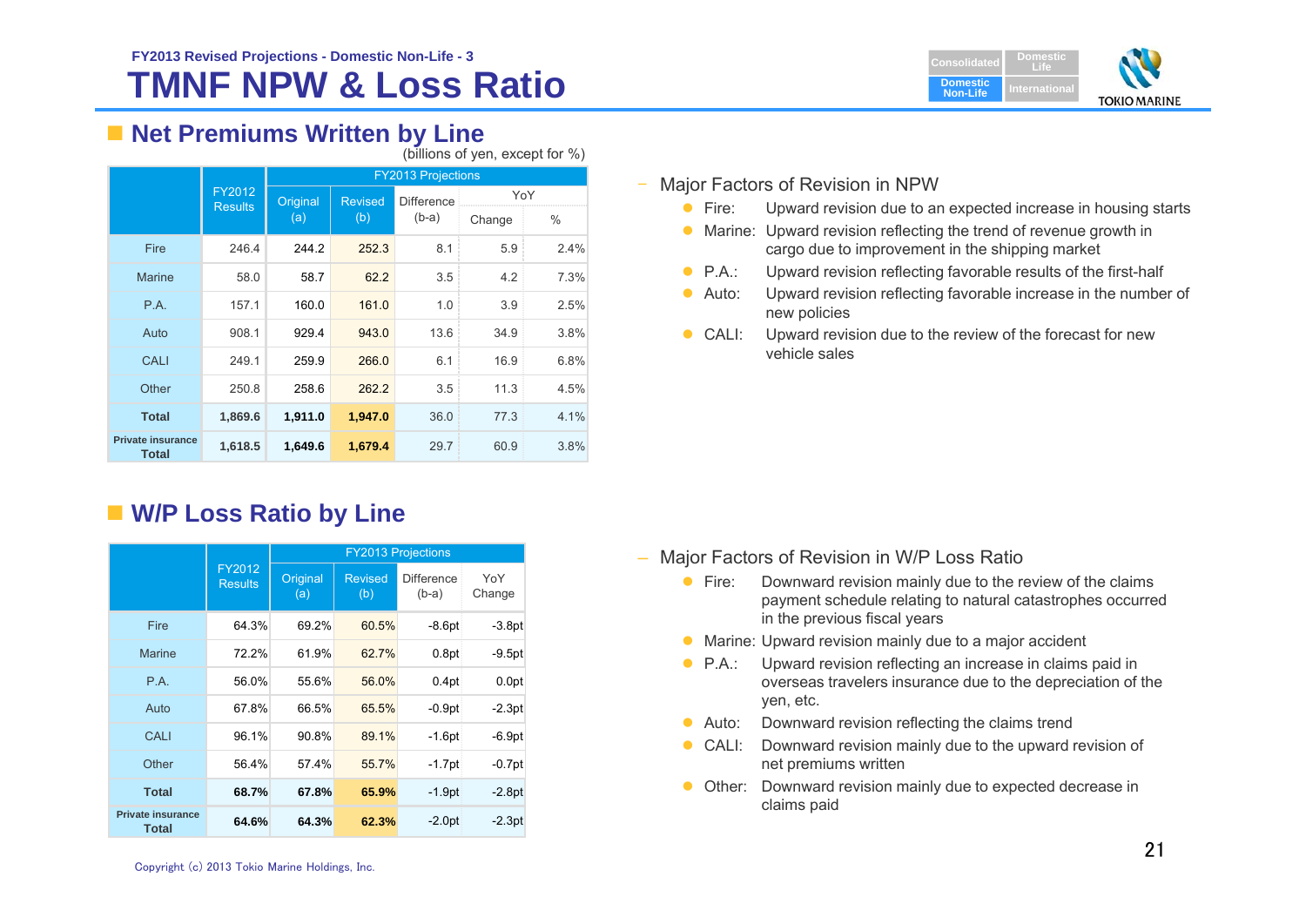FY2013 Revised Projections - Domestic Non-Life - 3

# TMNF NPW & Loss Ratio

## Net Premiums Written by Line

(billions of yen, except for %)

| | FY2012 Results | FY2013 Projections | | | | |
|---|---|---|---|---|---|---|
| | | Original (a) | Revised (b) | Difference (b-a) | YoY | |
| | | | | | Change | % |
| Fire | 246.4 | 244.2 | 252.3 | 8.1 | 5.9 | 2.4% |
| Marine | 58.0 | 58.7 | 62.2 | 3.5 | 4.2 | 7.3% |
| P.A. | 157.1 | 160.0 | 161.0 | 1.0 | 3.9 | 2.5% |
| Auto | 908.1 | 929.4 | 943.0 | 13.6 | 34.9 | 3.8% |
| CALI | 249.1 | 259.9 | 266.0 | 6.1 | 16.9 | 6.8% |
| Other | 250.8 | 258.6 | 262.2 | 3.5 | 11.3 | 4.5% |
| **Total** | **1,869.6** | **1,911.0** | **1,947.0** | 36.0 | 77.3 | 4.1% |
| **Private insurance Total** | **1,618.5** | **1,649.6** | **1,679.4** | 29.7 | 60.9 | 3.8% |

- Major Factors of Revision in NPW
  - Fire: Upward revision due to an expected increase in housing starts
  - Marine: Upward revision reflecting the trend of revenue growth in cargo due to improvement in the shipping market
  - P.A.: Upward revision reflecting favorable results of the first-half
  - Auto: Upward revision reflecting favorable increase in the number of new policies
  - CALI: Upward revision due to the review of the forecast for new vehicle sales

## W/P Loss Ratio by Line

| | FY2012 Results | FY2013 Projections | | | |
|---|---|---|---|---|---|
| | | Original (a) | Revised (b) | Difference (b-a) | YoY Change |
| Fire | 64.3% | 69.2% | 60.5% | -8.6pt | -3.8pt |
| Marine | 72.2% | 61.9% | 62.7% | 0.8pt | -9.5pt |
| P.A. | 56.0% | 55.6% | 56.0% | 0.4pt | 0.0pt |
| Auto | 67.8% | 66.5% | 65.5% | -0.9pt | -2.3pt |
| CALI | 96.1% | 90.8% | 89.1% | -1.6pt | -6.9pt |
| Other | 56.4% | 57.4% | 55.7% | -1.7pt | -0.7pt |
| **Total** | **68.7%** | **67.8%** | **65.9%** | -1.9pt | -2.8pt |
| **Private insurance Total** | **64.6%** | **64.3%** | **62.3%** | -2.0pt | -2.3pt |

- Major Factors of Revision in W/P Loss Ratio
  - Fire: Downward revision mainly due to the review of the claims payment schedule relating to natural catastrophes occurred in the previous fiscal years
  - Marine: Upward revision mainly due to a major accident
  - P.A.: Upward revision reflecting an increase in claims paid in overseas travelers insurance due to the depreciation of the yen, etc.
  - Auto: Downward revision reflecting the claims trend
  - CALI: Downward revision mainly due to the upward revision of net premiums written
  - Other: Downward revision mainly due to expected decrease in claims paid

Copyright (c) 2013 Tokio Marine Holdings, Inc.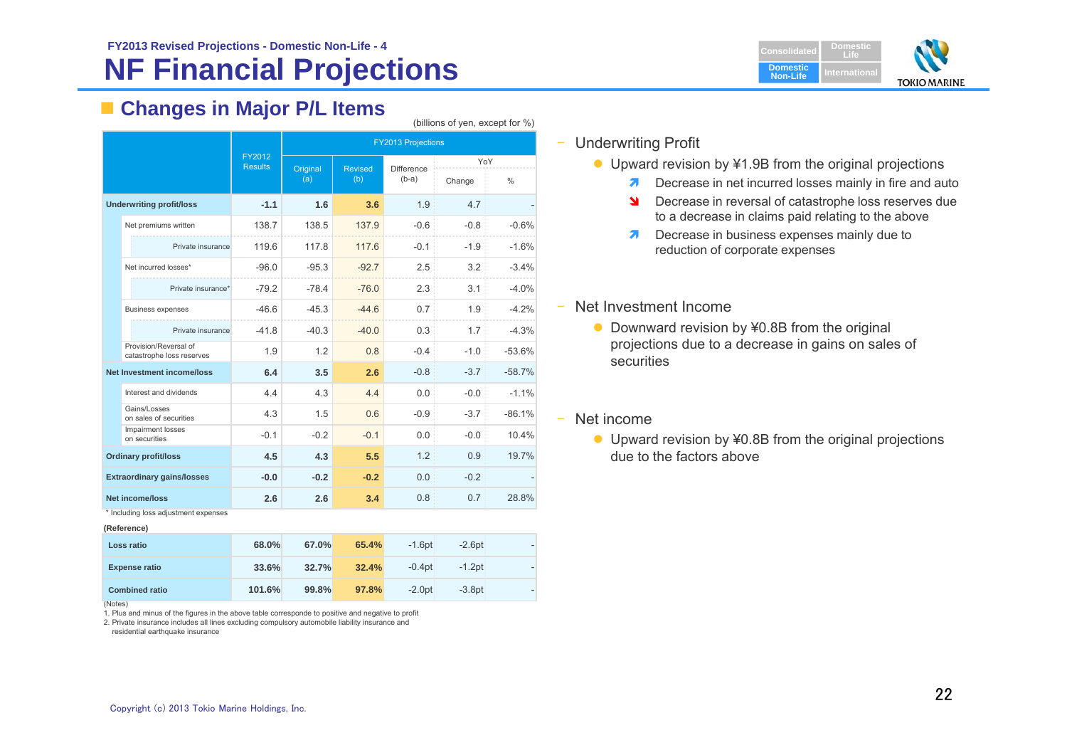FY2013 Revised Projections - Domestic Non-Life - 4

# NF Financial Projections

## ■ Changes in Major P/L Items

(billions of yen, except for %)

| | FY2012 Results | FY2013 Projections | | | | |
|---|---|---|---|---|---|---|
| | | Original (a) | Revised (b) | Difference (b-a) | YoY Change | YoY % |
| **Underwriting profit/loss** | **-1.1** | **1.6** | **3.6** | 1.9 | 4.7 | - |
| Net premiums written | 138.7 | 138.5 | 137.9 | -0.6 | -0.8 | -0.6% |
| Private insurance | 119.6 | 117.8 | 117.6 | -0.1 | -1.9 | -1.6% |
| Net incurred losses* | -96.0 | -95.3 | -92.7 | 2.5 | 3.2 | -3.4% |
| Private insurance* | -79.2 | -78.4 | -76.0 | 2.3 | 3.1 | -4.0% |
| Business expenses | -46.6 | -45.3 | -44.6 | 0.7 | 1.9 | -4.2% |
| Private insurance | -41.8 | -40.3 | -40.0 | 0.3 | 1.7 | -4.3% |
| Provision/Reversal of catastrophe loss reserves | 1.9 | 1.2 | 0.8 | -0.4 | -1.0 | -53.6% |
| **Net Investment income/loss** | **6.4** | **3.5** | **2.6** | -0.8 | -3.7 | -58.7% |
| Interest and dividends | 4.4 | 4.3 | 4.4 | 0.0 | -0.0 | -1.1% |
| Gains/Losses on sales of securities | 4.3 | 1.5 | 0.6 | -0.9 | -3.7 | -86.1% |
| Impairment losses on securities | -0.1 | -0.2 | -0.1 | 0.0 | -0.0 | 10.4% |
| **Ordinary profit/loss** | **4.5** | **4.3** | **5.5** | 1.2 | 0.9 | 19.7% |
| **Extraordinary gains/losses** | **-0.0** | **-0.2** | **-0.2** | 0.0 | -0.2 | - |
| **Net income/loss** | **2.6** | **2.6** | **3.4** | 0.8 | 0.7 | 28.8% |

\* Including loss adjustment expenses

**(Reference)**

| | FY2012 Results | Original (a) | Revised (b) | Difference (b-a) | YoY Change | YoY % |
|---|---|---|---|---|---|---|
| **Loss ratio** | **68.0%** | **67.0%** | **65.4%** | -1.6pt | -2.6pt | - |
| **Expense ratio** | **33.6%** | **32.7%** | **32.4%** | -0.4pt | -1.2pt | - |
| **Combined ratio** | **101.6%** | **99.8%** | **97.8%** | -2.0pt | -3.8pt | - |

(Notes)
1. Plus and minus of the figures in the above table corresponde to positive and negative to profit
2. Private insurance includes all lines excluding compulsory automobile liability insurance and residential earthquake insurance

- Underwriting Profit
  - Upward revision by ¥1.9B from the original projections
    - ↗ Decrease in net incurred losses mainly in fire and auto
    - ↘ Decrease in reversal of catastrophe loss reserves due to a decrease in claims paid relating to the above
    - ↗ Decrease in business expenses mainly due to reduction of corporate expenses

- Net Investment Income
  - Downward revision by ¥0.8B from the original projections due to a decrease in gains on sales of securities

- Net income
  - Upward revision by ¥0.8B from the original projections due to the factors above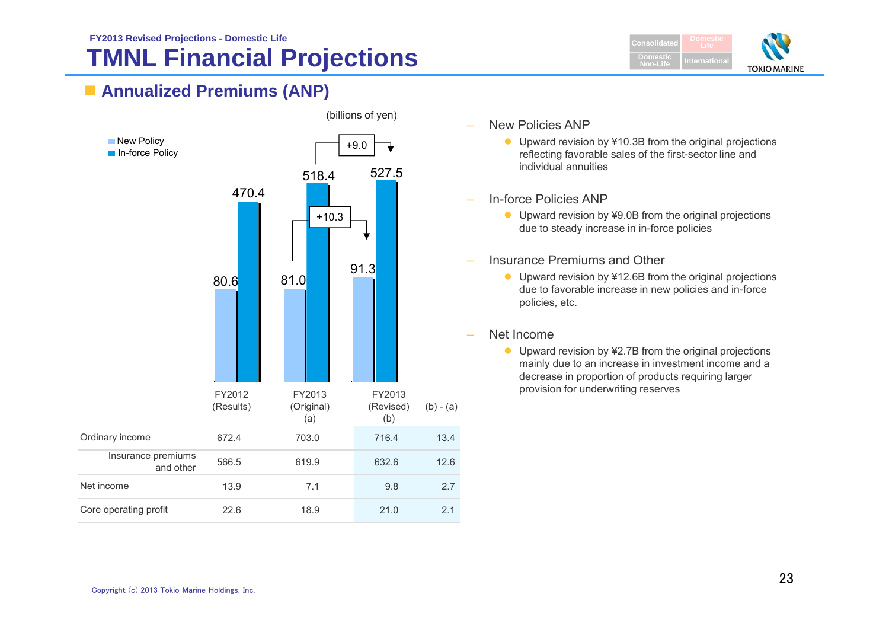FY2013 Revised Projections - Domestic Life

# TMNL Financial Projections

## Annualized Premiums (ANP)

(billions of yen)

New Policy
In-force Policy

470.4
80.6
518.4
81.0
527.5
91.3
+10.3
+9.0

| | FY2012 (Results) | FY2013 (Original) (a) | FY2013 (Revised) (b) | (b) - (a) |
|---|---|---|---|---|
| Ordinary income | 672.4 | 703.0 | 716.4 | 13.4 |
| Insurance premiums and other | 566.5 | 619.9 | 632.6 | 12.6 |
| Net income | 13.9 | 7.1 | 9.8 | 2.7 |
| Core operating profit | 22.6 | 18.9 | 21.0 | 2.1 |

- New Policies ANP
  - Upward revision by ¥10.3B from the original projections reflecting favorable sales of the first-sector line and individual annuities
- In-force Policies ANP
  - Upward revision by ¥9.0B from the original projections due to steady increase in in-force policies
- Insurance Premiums and Other
  - Upward revision by ¥12.6B from the original projections due to favorable increase in new policies and in-force policies, etc.
- Net Income
  - Upward revision by ¥2.7B from the original projections mainly due to an increase in investment income and a decrease in proportion of products requiring larger provision for underwriting reserves

Copyright (c) 2013 Tokio Marine Holdings, Inc.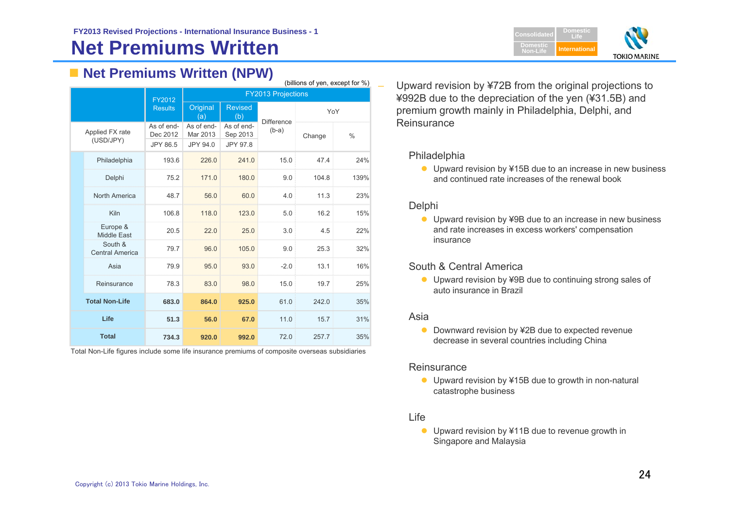FY2013 Revised Projections - International Insurance Business - 1

# Net Premiums Written

## Net Premiums Written (NPW)

(billions of yen, except for %)

| | FY2012 Results | FY2013 Projections | | | | |
|---|---|---|---|---|---|---|
| | | Original (a) | Revised (b) | Difference (b-a) | YoY | |
| Applied FX rate (USD/JPY) | As of end-Dec 2012 | As of end-Mar 2013 | As of end-Sep 2013 | | Change | % |
| | JPY 86.5 | JPY 94.0 | JPY 97.8 | | | |
| Philadelphia | 193.6 | 226.0 | 241.0 | 15.0 | 47.4 | 24% |
| Delphi | 75.2 | 171.0 | 180.0 | 9.0 | 104.8 | 139% |
| North America | 48.7 | 56.0 | 60.0 | 4.0 | 11.3 | 23% |
| Kiln | 106.8 | 118.0 | 123.0 | 5.0 | 16.2 | 15% |
| Europe & Middle East | 20.5 | 22.0 | 25.0 | 3.0 | 4.5 | 22% |
| South & Central America | 79.7 | 96.0 | 105.0 | 9.0 | 25.3 | 32% |
| Asia | 79.9 | 95.0 | 93.0 | -2.0 | 13.1 | 16% |
| Reinsurance | 78.3 | 83.0 | 98.0 | 15.0 | 19.7 | 25% |
| **Total Non-Life** | **683.0** | **864.0** | **925.0** | 61.0 | 242.0 | 35% |
| **Life** | **51.3** | **56.0** | **67.0** | 11.0 | 15.7 | 31% |
| **Total** | **734.3** | **920.0** | **992.0** | 72.0 | 257.7 | 35% |

Total Non-Life figures include some life insurance premiums of composite overseas subsidiaries

- Upward revision by ¥72B from the original projections to ¥992B due to the depreciation of the yen (¥31.5B) and premium growth mainly in Philadelphia, Delphi, and Reinsurance

Philadelphia

- Upward revision by ¥15B due to an increase in new business and continued rate increases of the renewal book

Delphi

- Upward revision by ¥9B due to an increase in new business and rate increases in excess workers' compensation insurance

South & Central America

- Upward revision by ¥9B due to continuing strong sales of auto insurance in Brazil

Asia

- Downward revision by ¥2B due to expected revenue decrease in several countries including China

Reinsurance

- Upward revision by ¥15B due to growth in non-natural catastrophe business

Life

- Upward revision by ¥11B due to revenue growth in Singapore and Malaysia

Copyright (c) 2013 Tokio Marine Holdings, Inc.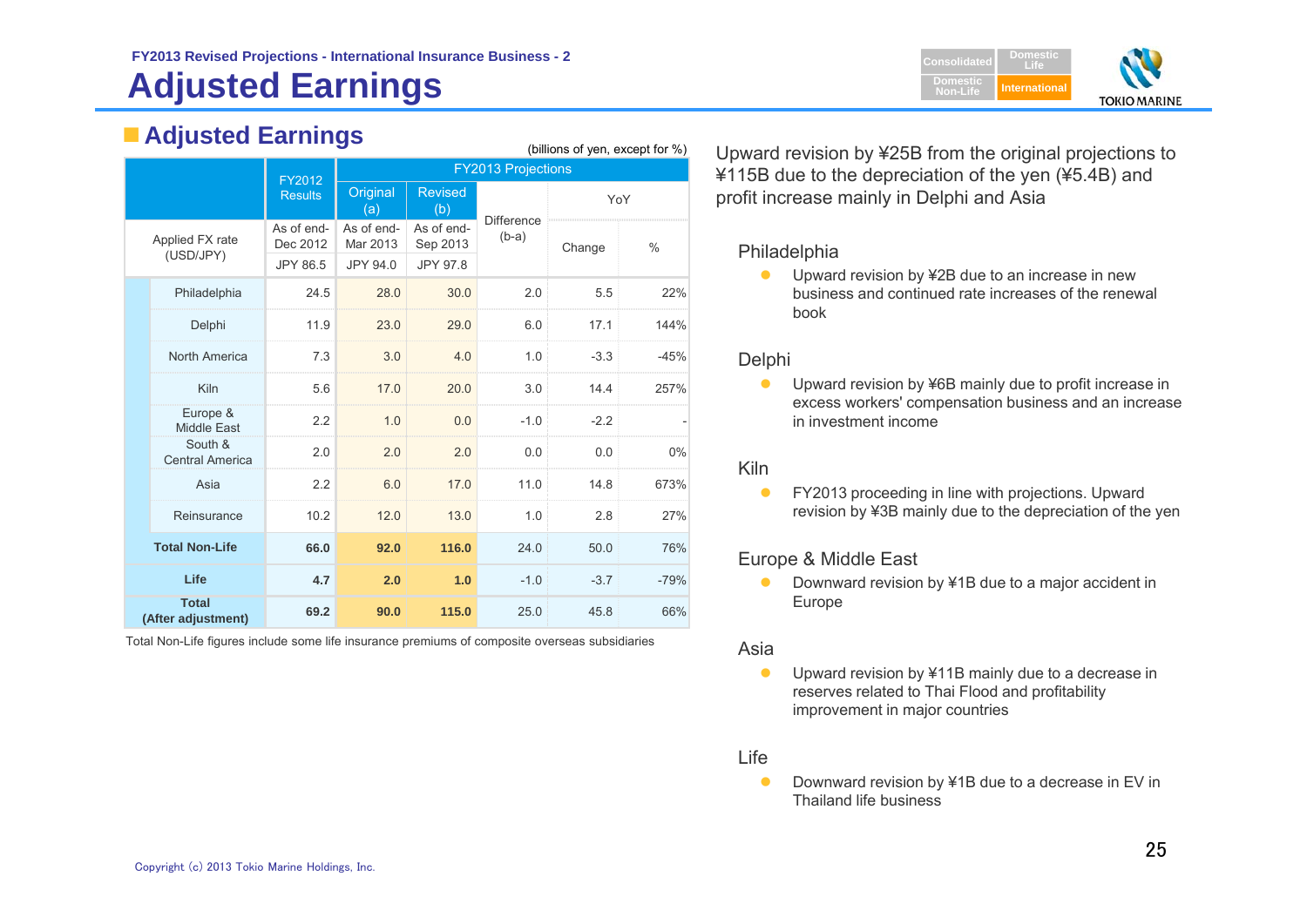FY2013 Revised Projections - International Insurance Business - 2

# Adjusted Earnings

## Adjusted Earnings

(billions of yen, except for %)

| | FY2012 Results | FY2013 Projections | | | | |
|---|---|---|---|---|---|---|
| | | Original (a) | Revised (b) | Difference (b-a) | YoY | |
| Applied FX rate (USD/JPY) | As of end-Dec 2012 | As of end-Mar 2013 | As of end-Sep 2013 | | Change | % |
| | JPY 86.5 | JPY 94.0 | JPY 97.8 | | | |
| Philadelphia | 24.5 | 28.0 | 30.0 | 2.0 | 5.5 | 22% |
| Delphi | 11.9 | 23.0 | 29.0 | 6.0 | 17.1 | 144% |
| North America | 7.3 | 3.0 | 4.0 | 1.0 | -3.3 | -45% |
| Kiln | 5.6 | 17.0 | 20.0 | 3.0 | 14.4 | 257% |
| Europe & Middle East | 2.2 | 1.0 | 0.0 | -1.0 | -2.2 | - |
| South & Central America | 2.0 | 2.0 | 2.0 | 0.0 | 0.0 | 0% |
| Asia | 2.2 | 6.0 | 17.0 | 11.0 | 14.8 | 673% |
| Reinsurance | 10.2 | 12.0 | 13.0 | 1.0 | 2.8 | 27% |
| **Total Non-Life** | **66.0** | **92.0** | **116.0** | 24.0 | 50.0 | 76% |
| **Life** | **4.7** | **2.0** | **1.0** | -1.0 | -3.7 | -79% |
| **Total (After adjustment)** | **69.2** | **90.0** | **115.0** | 25.0 | 45.8 | 66% |

Total Non-Life figures include some life insurance premiums of composite overseas subsidiaries

Upward revision by ¥25B from the original projections to ¥115B due to the depreciation of the yen (¥5.4B) and profit increase mainly in Delphi and Asia

**Philadelphia**

- Upward revision by ¥2B due to an increase in new business and continued rate increases of the renewal book

**Delphi**

- Upward revision by ¥6B mainly due to profit increase in excess workers' compensation business and an increase in investment income

**Kiln**

- FY2013 proceeding in line with projections. Upward revision by ¥3B mainly due to the depreciation of the yen

**Europe & Middle East**

- Downward revision by ¥1B due to a major accident in Europe

**Asia**

- Upward revision by ¥11B mainly due to a decrease in reserves related to Thai Flood and profitability improvement in major countries

**Life**

- Downward revision by ¥1B due to a decrease in EV in Thailand life business

Copyright (c) 2013 Tokio Marine Holdings, Inc.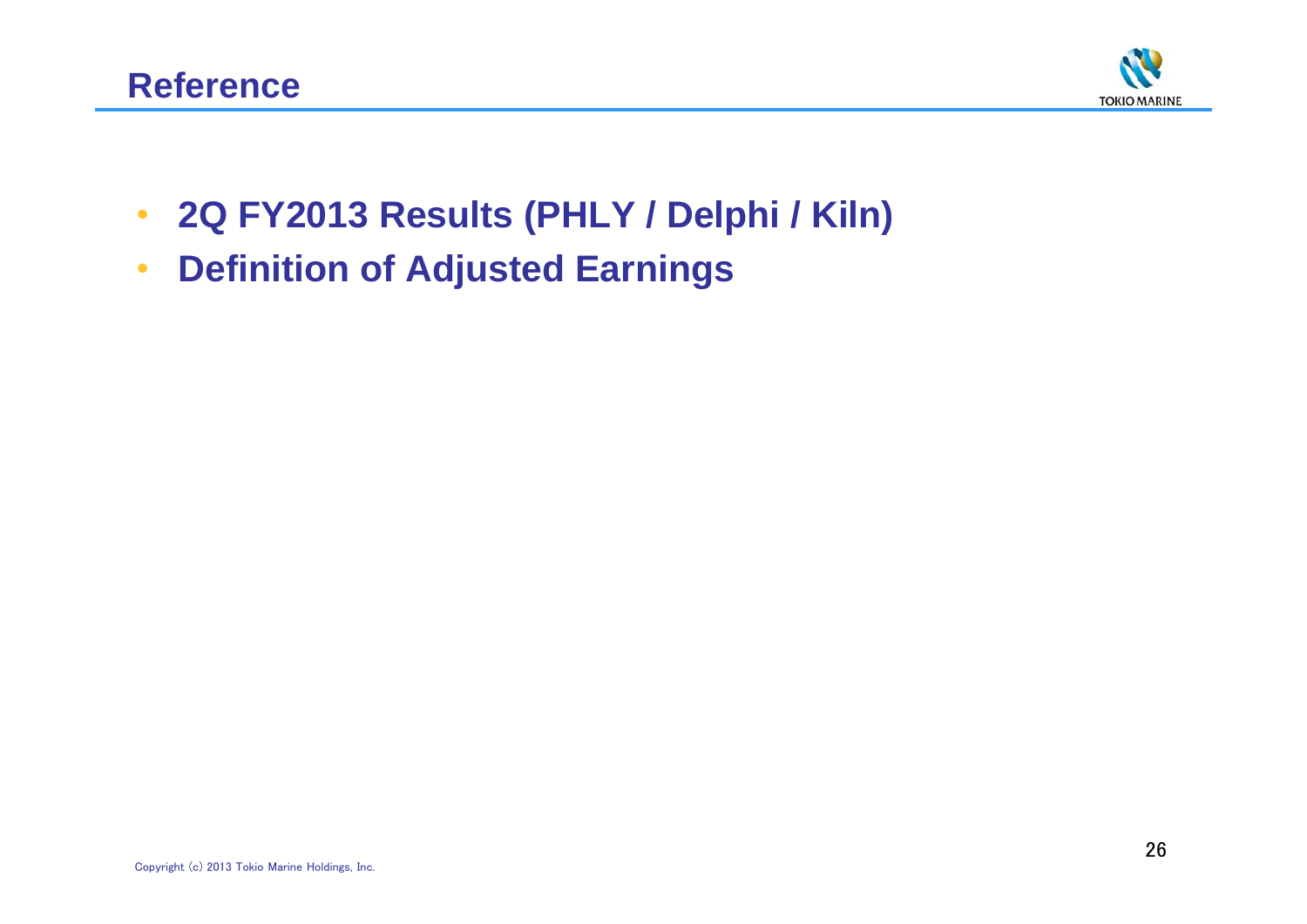# Reference

- **2Q FY2013 Results (PHLY / Delphi / Kiln)**
- **Definition of Adjusted Earnings**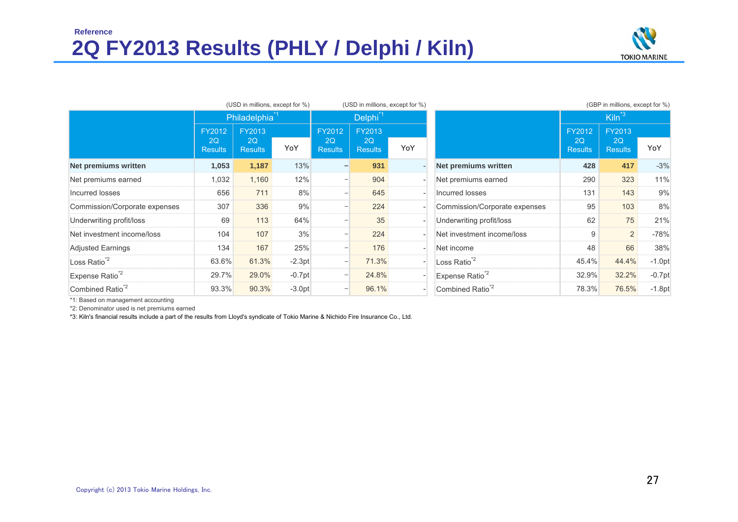Reference

# 2Q FY2013 Results (PHLY / Delphi / Kiln)

(USD in millions, except for %)

| | Philadelphia[*1] | | | Delphi[*1] | | |
|---|---|---|---|---|---|---|
| | FY2012 2Q Results | FY2013 2Q Results | YoY | FY2012 2Q Results | FY2013 2Q Results | YoY |
| **Net premiums written** | **1,053** | **1,187** | 13% | **–** | **931** | - |
| Net premiums earned | 1,032 | 1,160 | 12% | – | 904 | - |
| Incurred losses | 656 | 711 | 8% | – | 645 | - |
| Commission/Corporate expenses | 307 | 336 | 9% | – | 224 | - |
| Underwriting profit/loss | 69 | 113 | 64% | – | 35 | - |
| Net investment income/loss | 104 | 107 | 3% | – | 224 | - |
| Adjusted Earnings | 134 | 167 | 25% | – | 176 | - |
| Loss Ratio[*2] | 63.6% | 61.3% | -2.3pt | – | 71.3% | - |
| Expense Ratio[*2] | 29.7% | 29.0% | -0.7pt | – | 24.8% | - |
| Combined Ratio[*2] | 93.3% | 90.3% | -3.0pt | – | 96.1% | - |

(GBP in millions, except for %)

| | Kiln[*3] | | |
|---|---|---|---|
| | FY2012 2Q Results | FY2013 2Q Results | YoY |
| **Net premiums written** | **428** | **417** | -3% |
| Net premiums earned | 290 | 323 | 11% |
| Incurred losses | 131 | 143 | 9% |
| Commission/Corporate expenses | 95 | 103 | 8% |
| Underwriting profit/loss | 62 | 75 | 21% |
| Net investment income/loss | 9 | 2 | -78% |
| Net income | 48 | 66 | 38% |
| Loss Ratio[*2] | 45.4% | 44.4% | -1.0pt |
| Expense Ratio[*2] | 32.9% | 32.2% | -0.7pt |
| Combined Ratio[*2] | 78.3% | 76.5% | -1.8pt |

*1: Based on management accounting

*2: Denominator used is net premiums earned

*3: Kiln's financial results include a part of the results from Lloyd's syndicate of Tokio Marine & Nichido Fire Insurance Co., Ltd.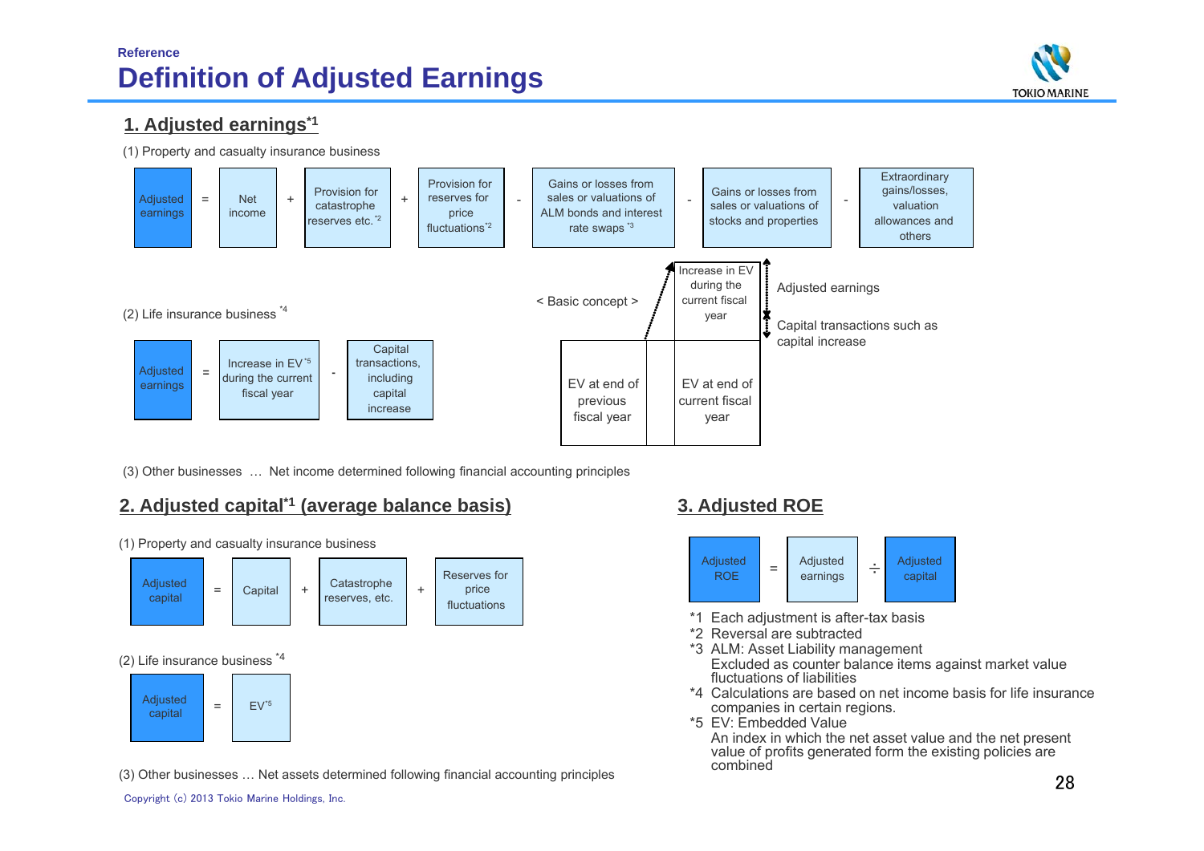Reference

# Definition of Adjusted Earnings

## 1. Adjusted earnings[*1]

(1) Property and casualty insurance business

Adjusted earnings = Net income + Provision for catastrophe reserves etc.[*2] + Provision for reserves for price fluctuations[*2] - Gains or losses from sales or valuations of ALM bonds and interest rate swaps[*3] - Gains or losses from sales or valuations of stocks and properties - Extraordinary gains/losses, valuation allowances and others

(2) Life insurance business[*4]

Adjusted earnings = Increase in EV[*5] during the current fiscal year - Capital transactions, including capital increase

< Basic concept >

EV at end of previous fiscal year

EV at end of current fiscal year

Increase in EV during the current fiscal year

Adjusted earnings

Capital transactions such as capital increase

(3) Other businesses … Net income determined following financial accounting principles

## 2. Adjusted capital[*1] (average balance basis)

(1) Property and casualty insurance business

Adjusted capital = Capital + Catastrophe reserves, etc. + Reserves for price fluctuations

(2) Life insurance business[*4]

Adjusted capital = EV[*5]

(3) Other businesses … Net assets determined following financial accounting principles

## 3. Adjusted ROE

Adjusted ROE = Adjusted earnings ÷ Adjusted capital

*1 Each adjustment is after-tax basis

*2 Reversal are subtracted

*3 ALM: Asset Liability management
Excluded as counter balance items against market value fluctuations of liabilities

*4 Calculations are based on net income basis for life insurance companies in certain regions.

*5 EV: Embedded Value
An index in which the net asset value and the net present value of profits generated form the existing policies are combined

Copyright (c) 2013 Tokio Marine Holdings, Inc.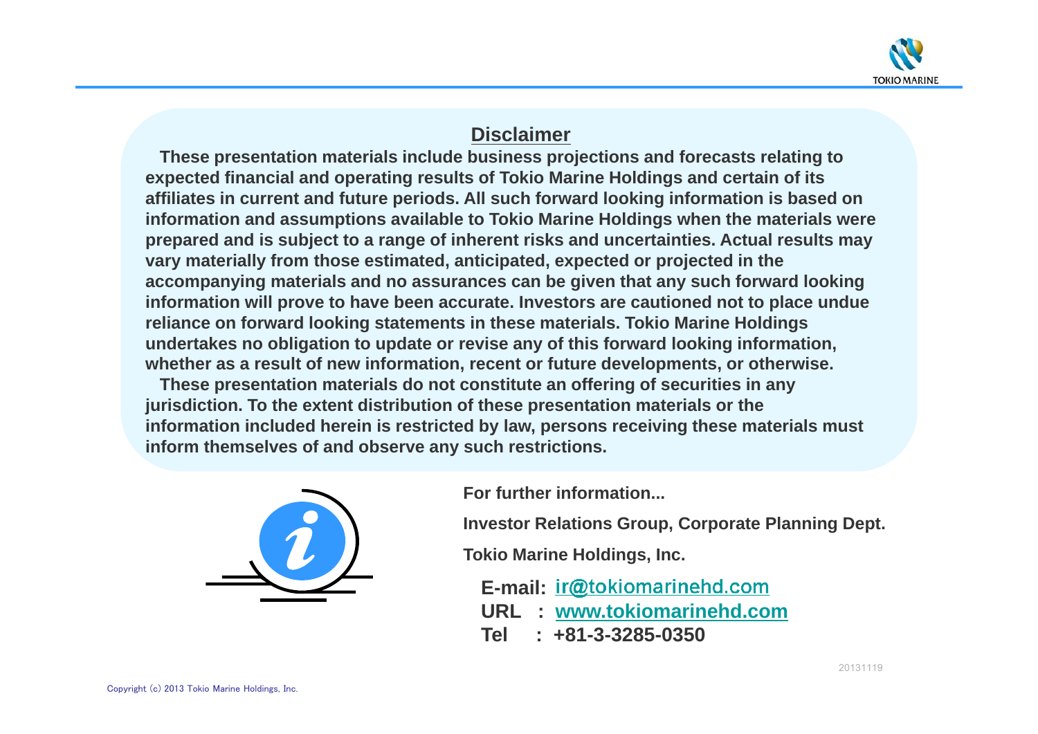## Disclaimer

These presentation materials include business projections and forecasts relating to expected financial and operating results of Tokio Marine Holdings and certain of its affiliates in current and future periods. All such forward looking information is based on information and assumptions available to Tokio Marine Holdings when the materials were prepared and is subject to a range of inherent risks and uncertainties. Actual results may vary materially from those estimated, anticipated, expected or projected in the accompanying materials and no assurances can be given that any such forward looking information will prove to have been accurate. Investors are cautioned not to place undue reliance on forward looking statements in these materials. Tokio Marine Holdings undertakes no obligation to update or revise any of this forward looking information, whether as a result of new information, recent or future developments, or otherwise.

These presentation materials do not constitute an offering of securities in any jurisdiction. To the extent distribution of these presentation materials or the information included herein is restricted by law, persons receiving these materials must inform themselves of and observe any such restrictions.

**For further information...**

**Investor Relations Group, Corporate Planning Dept.**

**Tokio Marine Holdings, Inc.**

**E-mail:** ir@tokiomarinehd.com
**URL :** www.tokiomarinehd.com
**Tel : +81-3-3285-0350**

20131119

Copyright (c) 2013 Tokio Marine Holdings, Inc.